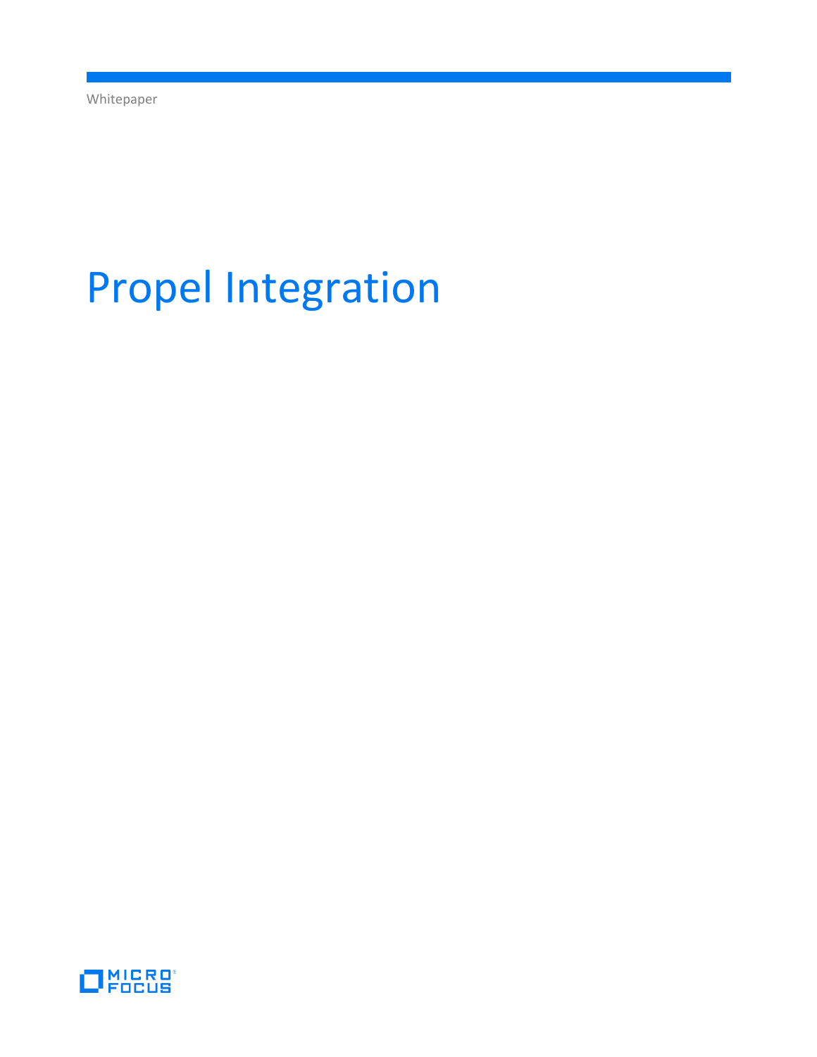Whitepaper

# Propel Integration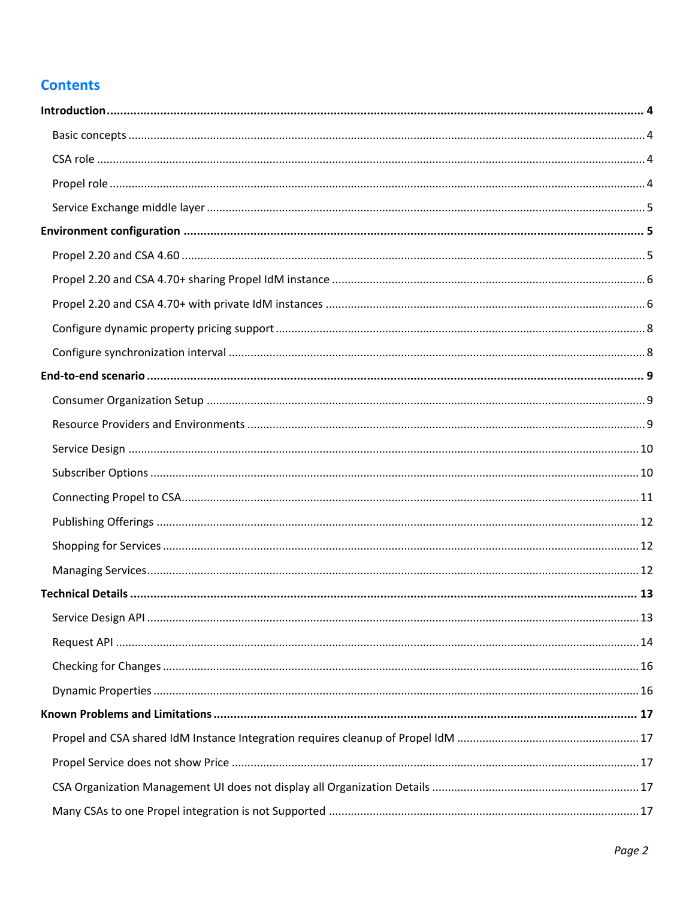# Contents

**Introduction** .......... **4**

- Basic concepts .......... 4
- CSA role .......... 4
- Propel role .......... 4
- Service Exchange middle layer .......... 5

**Environment configuration** .......... **5**

- Propel 2.20 and CSA 4.60 .......... 5
- Propel 2.20 and CSA 4.70+ sharing Propel IdM instance .......... 6
- Propel 2.20 and CSA 4.70+ with private IdM instances .......... 6
- Configure dynamic property pricing support .......... 8
- Configure synchronization interval .......... 8

**End-to-end scenario** .......... **9**

- Consumer Organization Setup .......... 9
- Resource Providers and Environments .......... 9
- Service Design .......... 10
- Subscriber Options .......... 10
- Connecting Propel to CSA .......... 11
- Publishing Offerings .......... 12
- Shopping for Services .......... 12
- Managing Services .......... 12

**Technical Details** .......... **13**

- Service Design API .......... 13
- Request API .......... 14
- Checking for Changes .......... 16
- Dynamic Properties .......... 16

**Known Problems and Limitations** .......... **17**

- Propel and CSA shared IdM Instance Integration requires cleanup of Propel IdM .......... 17
- Propel Service does not show Price .......... 17
- CSA Organization Management UI does not display all Organization Details .......... 17
- Many CSAs to one Propel integration is not Supported .......... 17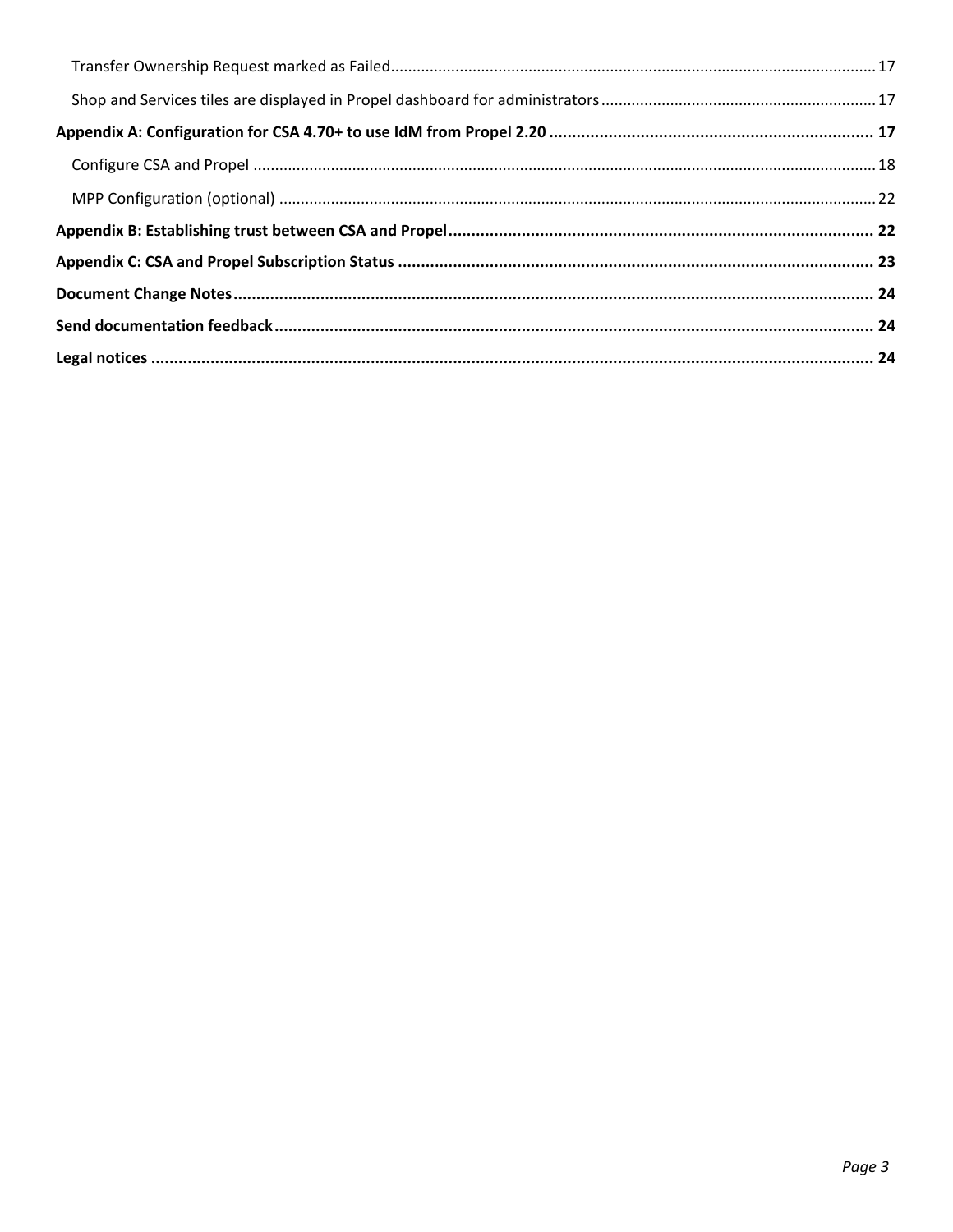Transfer Ownership Request marked as Failed ........ 17

Shop and Services tiles are displayed in Propel dashboard for administrators ........ 17

**Appendix A: Configuration for CSA 4.70+ to use IdM from Propel 2.20 ........ 17**

Configure CSA and Propel ........ 18

MPP Configuration (optional) ........ 22

**Appendix B: Establishing trust between CSA and Propel ........ 22**

**Appendix C: CSA and Propel Subscription Status ........ 23**

**Document Change Notes ........ 24**

**Send documentation feedback ........ 24**

**Legal notices ........ 24**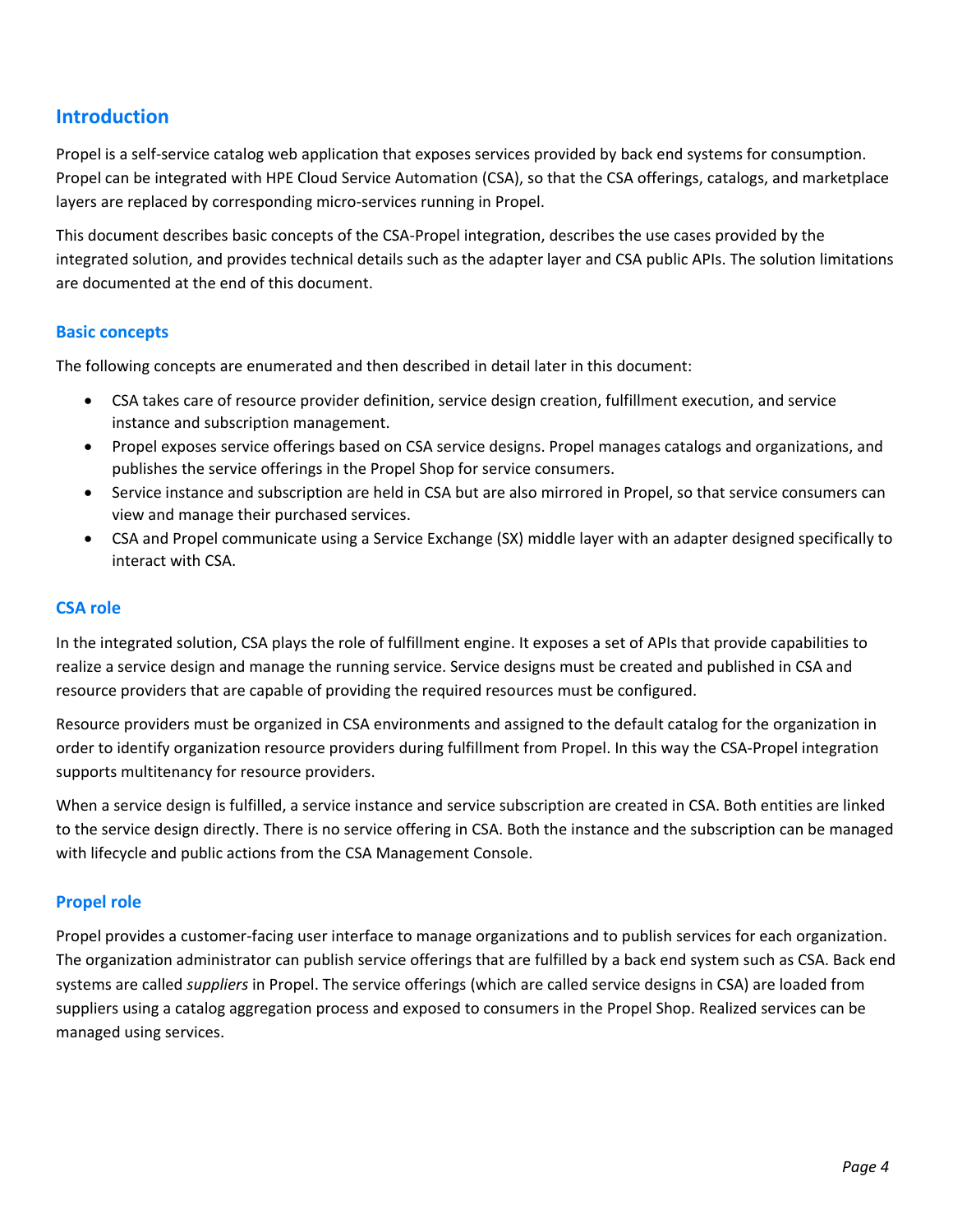## Introduction

Propel is a self-service catalog web application that exposes services provided by back end systems for consumption. Propel can be integrated with HPE Cloud Service Automation (CSA), so that the CSA offerings, catalogs, and marketplace layers are replaced by corresponding micro-services running in Propel.

This document describes basic concepts of the CSA-Propel integration, describes the use cases provided by the integrated solution, and provides technical details such as the adapter layer and CSA public APIs. The solution limitations are documented at the end of this document.

### Basic concepts

The following concepts are enumerated and then described in detail later in this document:

- CSA takes care of resource provider definition, service design creation, fulfillment execution, and service instance and subscription management.
- Propel exposes service offerings based on CSA service designs. Propel manages catalogs and organizations, and publishes the service offerings in the Propel Shop for service consumers.
- Service instance and subscription are held in CSA but are also mirrored in Propel, so that service consumers can view and manage their purchased services.
- CSA and Propel communicate using a Service Exchange (SX) middle layer with an adapter designed specifically to interact with CSA.

### CSA role

In the integrated solution, CSA plays the role of fulfillment engine. It exposes a set of APIs that provide capabilities to realize a service design and manage the running service. Service designs must be created and published in CSA and resource providers that are capable of providing the required resources must be configured.

Resource providers must be organized in CSA environments and assigned to the default catalog for the organization in order to identify organization resource providers during fulfillment from Propel. In this way the CSA-Propel integration supports multitenancy for resource providers.

When a service design is fulfilled, a service instance and service subscription are created in CSA. Both entities are linked to the service design directly. There is no service offering in CSA. Both the instance and the subscription can be managed with lifecycle and public actions from the CSA Management Console.

### Propel role

Propel provides a customer-facing user interface to manage organizations and to publish services for each organization. The organization administrator can publish service offerings that are fulfilled by a back end system such as CSA. Back end systems are called *suppliers* in Propel. The service offerings (which are called service designs in CSA) are loaded from suppliers using a catalog aggregation process and exposed to consumers in the Propel Shop. Realized services can be managed using services.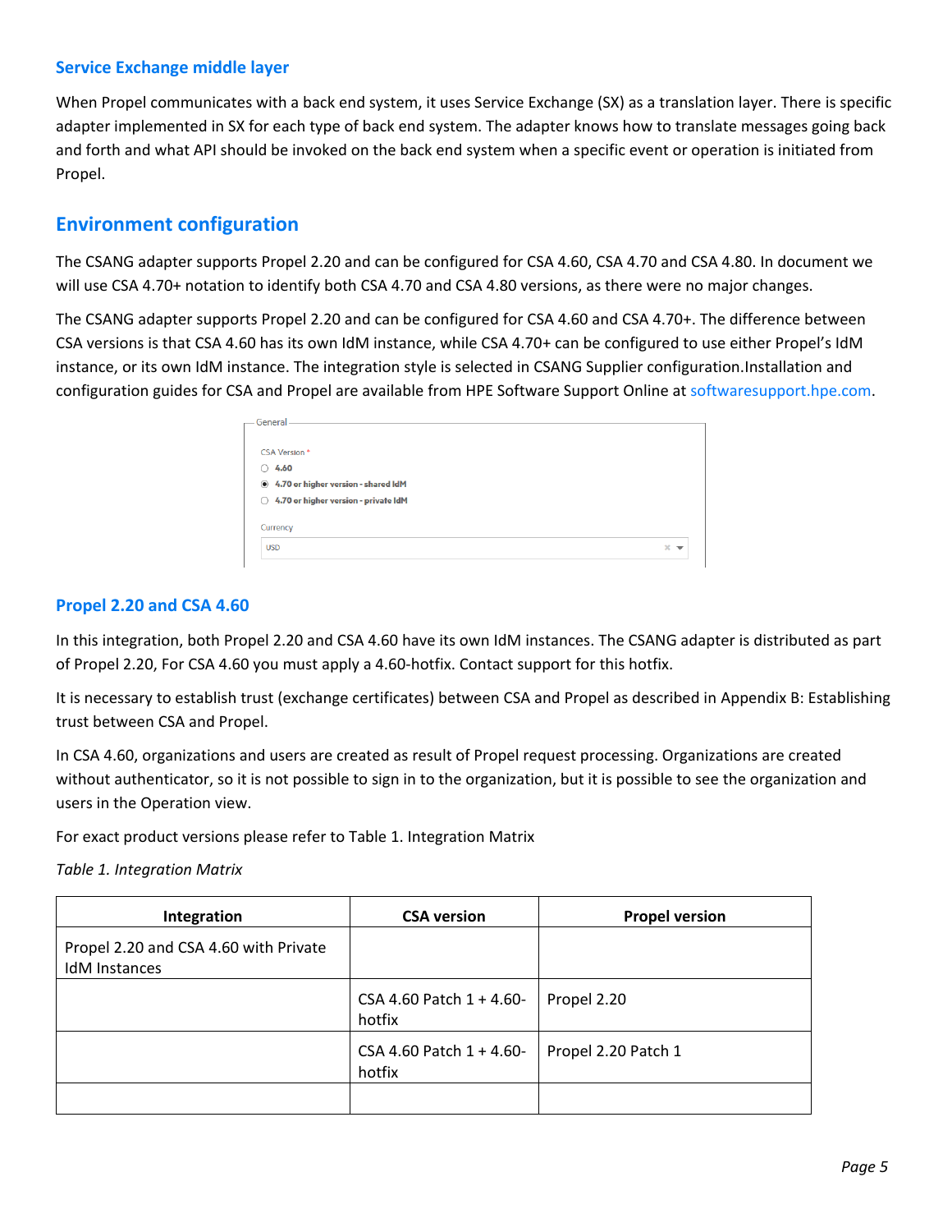### Service Exchange middle layer

When Propel communicates with a back end system, it uses Service Exchange (SX) as a translation layer. There is specific adapter implemented in SX for each type of back end system. The adapter knows how to translate messages going back and forth and what API should be invoked on the back end system when a specific event or operation is initiated from Propel.

## Environment configuration

The CSANG adapter supports Propel 2.20 and can be configured for CSA 4.60, CSA 4.70 and CSA 4.80. In document we will use CSA 4.70+ notation to identify both CSA 4.70 and CSA 4.80 versions, as there were no major changes.

The CSANG adapter supports Propel 2.20 and can be configured for CSA 4.60 and CSA 4.70+. The difference between CSA versions is that CSA 4.60 has its own IdM instance, while CSA 4.70+ can be configured to use either Propel's IdM instance, or its own IdM instance. The integration style is selected in CSANG Supplier configuration.Installation and configuration guides for CSA and Propel are available from HPE Software Support Online at softwaresupport.hpe.com.

### Propel 2.20 and CSA 4.60

In this integration, both Propel 2.20 and CSA 4.60 have its own IdM instances. The CSANG adapter is distributed as part of Propel 2.20, For CSA 4.60 you must apply a 4.60-hotfix. Contact support for this hotfix.

It is necessary to establish trust (exchange certificates) between CSA and Propel as described in Appendix B: Establishing trust between CSA and Propel.

In CSA 4.60, organizations and users are created as result of Propel request processing. Organizations are created without authenticator, so it is not possible to sign in to the organization, but it is possible to see the organization and users in the Operation view.

For exact product versions please refer to Table 1. Integration Matrix

*Table 1. Integration Matrix*

| Integration | CSA version | Propel version |
|---|---|---|
| Propel 2.20 and CSA 4.60 with Private IdM Instances | | |
| | CSA 4.60 Patch 1 + 4.60-hotfix | Propel 2.20 |
| | CSA 4.60 Patch 1 + 4.60-hotfix | Propel 2.20 Patch 1 |
| | | |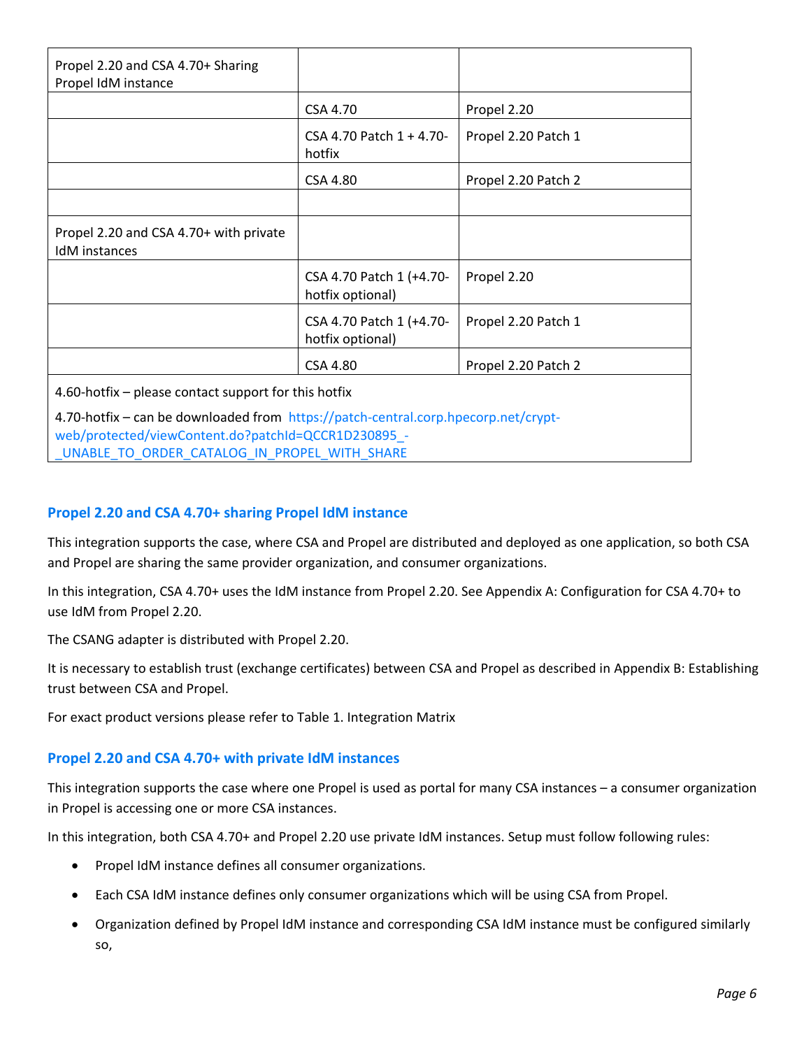| Propel 2.20 and CSA 4.70+ Sharing Propel IdM instance | | |
|---|---|---|
| | CSA 4.70 | Propel 2.20 |
| | CSA 4.70 Patch 1 + 4.70-hotfix | Propel 2.20 Patch 1 |
| | CSA 4.80 | Propel 2.20 Patch 2 |
| | | |
| Propel 2.20 and CSA 4.70+ with private IdM instances | | |
| | CSA 4.70 Patch 1 (+4.70-hotfix optional) | Propel 2.20 |
| | CSA 4.70 Patch 1 (+4.70-hotfix optional) | Propel 2.20 Patch 1 |
| | CSA 4.80 | Propel 2.20 Patch 2 |
| 4.60-hotfix – please contact support for this hotfix<br>4.70-hotfix – can be downloaded from https://patch-central.corp.hpecorp.net/crypt-web/protected/viewContent.do?patchId=QCCR1D230895_-_UNABLE_TO_ORDER_CATALOG_IN_PROPEL_WITH_SHARE | | |

### Propel 2.20 and CSA 4.70+ sharing Propel IdM instance

This integration supports the case, where CSA and Propel are distributed and deployed as one application, so both CSA and Propel are sharing the same provider organization, and consumer organizations.

In this integration, CSA 4.70+ uses the IdM instance from Propel 2.20. See Appendix A: Configuration for CSA 4.70+ to use IdM from Propel 2.20.

The CSANG adapter is distributed with Propel 2.20.

It is necessary to establish trust (exchange certificates) between CSA and Propel as described in Appendix B: Establishing trust between CSA and Propel.

For exact product versions please refer to Table 1. Integration Matrix

### Propel 2.20 and CSA 4.70+ with private IdM instances

This integration supports the case where one Propel is used as portal for many CSA instances – a consumer organization in Propel is accessing one or more CSA instances.

In this integration, both CSA 4.70+ and Propel 2.20 use private IdM instances. Setup must follow following rules:

- Propel IdM instance defines all consumer organizations.
- Each CSA IdM instance defines only consumer organizations which will be using CSA from Propel.
- Organization defined by Propel IdM instance and corresponding CSA IdM instance must be configured similarly so,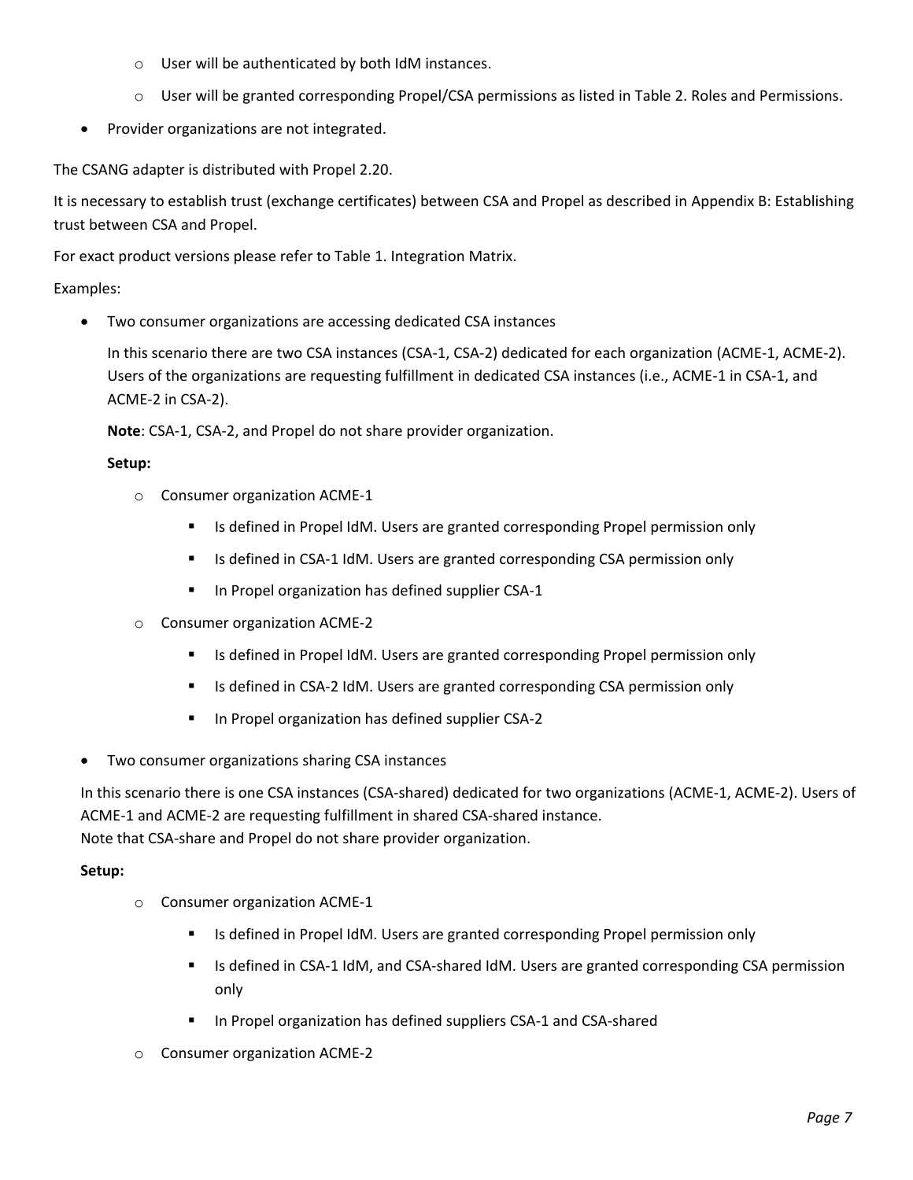- User will be authenticated by both IdM instances.
  - User will be granted corresponding Propel/CSA permissions as listed in Table 2. Roles and Permissions.
- Provider organizations are not integrated.

The CSANG adapter is distributed with Propel 2.20.

It is necessary to establish trust (exchange certificates) between CSA and Propel as described in Appendix B: Establishing trust between CSA and Propel.

For exact product versions please refer to Table 1. Integration Matrix.

Examples:

- Two consumer organizations are accessing dedicated CSA instances

  In this scenario there are two CSA instances (CSA-1, CSA-2) dedicated for each organization (ACME-1, ACME-2). Users of the organizations are requesting fulfillment in dedicated CSA instances (i.e., ACME-1 in CSA-1, and ACME-2 in CSA-2).

  **Note**: CSA-1, CSA-2, and Propel do not share provider organization.

  **Setup:**

  - Consumer organization ACME-1
    - Is defined in Propel IdM. Users are granted corresponding Propel permission only
    - Is defined in CSA-1 IdM. Users are granted corresponding CSA permission only
    - In Propel organization has defined supplier CSA-1
  - Consumer organization ACME-2
    - Is defined in Propel IdM. Users are granted corresponding Propel permission only
    - Is defined in CSA-2 IdM. Users are granted corresponding CSA permission only
    - In Propel organization has defined supplier CSA-2

- Two consumer organizations sharing CSA instances

In this scenario there is one CSA instances (CSA-shared) dedicated for two organizations (ACME-1, ACME-2). Users of ACME-1 and ACME-2 are requesting fulfillment in shared CSA-shared instance.
Note that CSA-share and Propel do not share provider organization.

**Setup:**

  - Consumer organization ACME-1
    - Is defined in Propel IdM. Users are granted corresponding Propel permission only
    - Is defined in CSA-1 IdM, and CSA-shared IdM. Users are granted corresponding CSA permission only
    - In Propel organization has defined suppliers CSA-1 and CSA-shared
  - Consumer organization ACME-2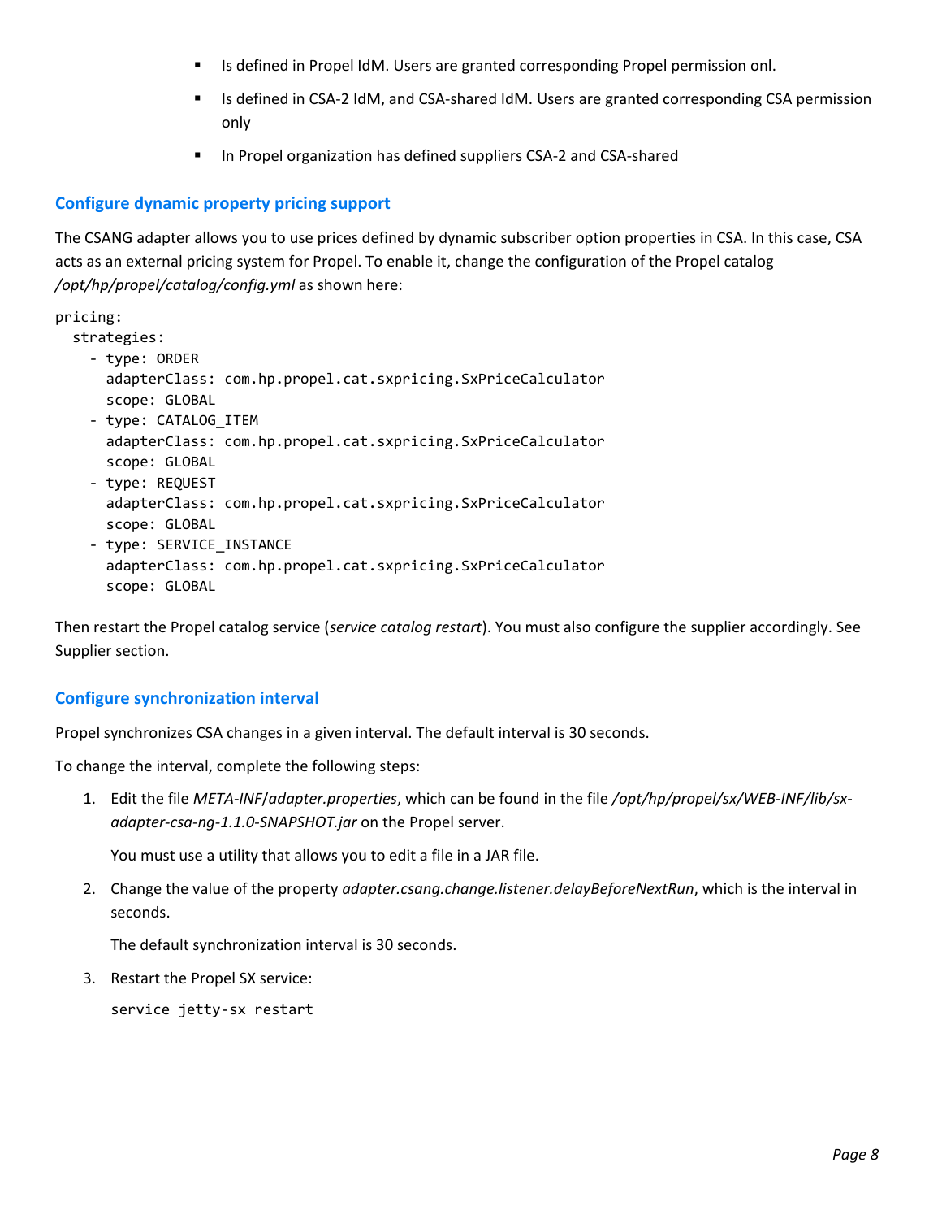- Is defined in Propel IdM. Users are granted corresponding Propel permission onl.
- Is defined in CSA-2 IdM, and CSA-shared IdM. Users are granted corresponding CSA permission only
- In Propel organization has defined suppliers CSA-2 and CSA-shared

### Configure dynamic property pricing support

The CSANG adapter allows you to use prices defined by dynamic subscriber option properties in CSA. In this case, CSA acts as an external pricing system for Propel. To enable it, change the configuration of the Propel catalog */opt/hp/propel/catalog/config.yml* as shown here:

```
pricing:
  strategies:
    - type: ORDER
      adapterClass: com.hp.propel.cat.sxpricing.SxPriceCalculator
      scope: GLOBAL
    - type: CATALOG_ITEM
      adapterClass: com.hp.propel.cat.sxpricing.SxPriceCalculator
      scope: GLOBAL
    - type: REQUEST
      adapterClass: com.hp.propel.cat.sxpricing.SxPriceCalculator
      scope: GLOBAL
    - type: SERVICE_INSTANCE
      adapterClass: com.hp.propel.cat.sxpricing.SxPriceCalculator
      scope: GLOBAL
```

Then restart the Propel catalog service (*service catalog restart*). You must also configure the supplier accordingly. See Supplier section.

### Configure synchronization interval

Propel synchronizes CSA changes in a given interval. The default interval is 30 seconds.

To change the interval, complete the following steps:

1. Edit the file *META-INF/adapter.properties*, which can be found in the file */opt/hp/propel/sx/WEB-INF/lib/sx-adapter-csa-ng-1.1.0-SNAPSHOT.jar* on the Propel server.

   You must use a utility that allows you to edit a file in a JAR file.

2. Change the value of the property *adapter.csang.change.listener.delayBeforeNextRun*, which is the interval in seconds.

   The default synchronization interval is 30 seconds.

3. Restart the Propel SX service:

   ```
   service jetty-sx restart
   ```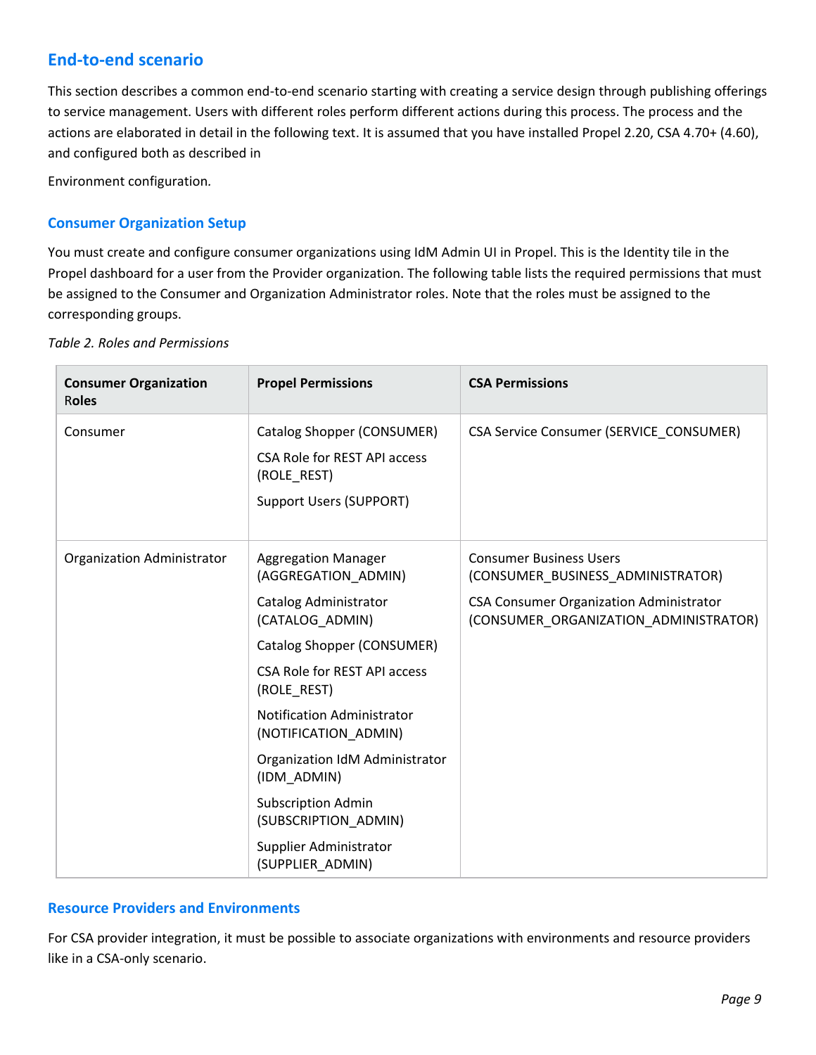## End-to-end scenario

This section describes a common end-to-end scenario starting with creating a service design through publishing offerings to service management. Users with different roles perform different actions during this process. The process and the actions are elaborated in detail in the following text. It is assumed that you have installed Propel 2.20, CSA 4.70+ (4.60), and configured both as described in

Environment configuration.

### Consumer Organization Setup

You must create and configure consumer organizations using IdM Admin UI in Propel. This is the Identity tile in the Propel dashboard for a user from the Provider organization. The following table lists the required permissions that must be assigned to the Consumer and Organization Administrator roles. Note that the roles must be assigned to the corresponding groups.

*Table 2. Roles and Permissions*

| Consumer Organization Roles | Propel Permissions | CSA Permissions |
|---|---|---|
| Consumer | Catalog Shopper (CONSUMER)<br>CSA Role for REST API access (ROLE_REST)<br>Support Users (SUPPORT) | CSA Service Consumer (SERVICE_CONSUMER) |
| Organization Administrator | Aggregation Manager (AGGREGATION_ADMIN)<br>Catalog Administrator (CATALOG_ADMIN)<br>Catalog Shopper (CONSUMER)<br>CSA Role for REST API access (ROLE_REST)<br>Notification Administrator (NOTIFICATION_ADMIN)<br>Organization IdM Administrator (IDM_ADMIN)<br>Subscription Admin (SUBSCRIPTION_ADMIN)<br>Supplier Administrator (SUPPLIER_ADMIN) | Consumer Business Users (CONSUMER_BUSINESS_ADMINISTRATOR)<br>CSA Consumer Organization Administrator (CONSUMER_ORGANIZATION_ADMINISTRATOR) |

### Resource Providers and Environments

For CSA provider integration, it must be possible to associate organizations with environments and resource providers like in a CSA-only scenario.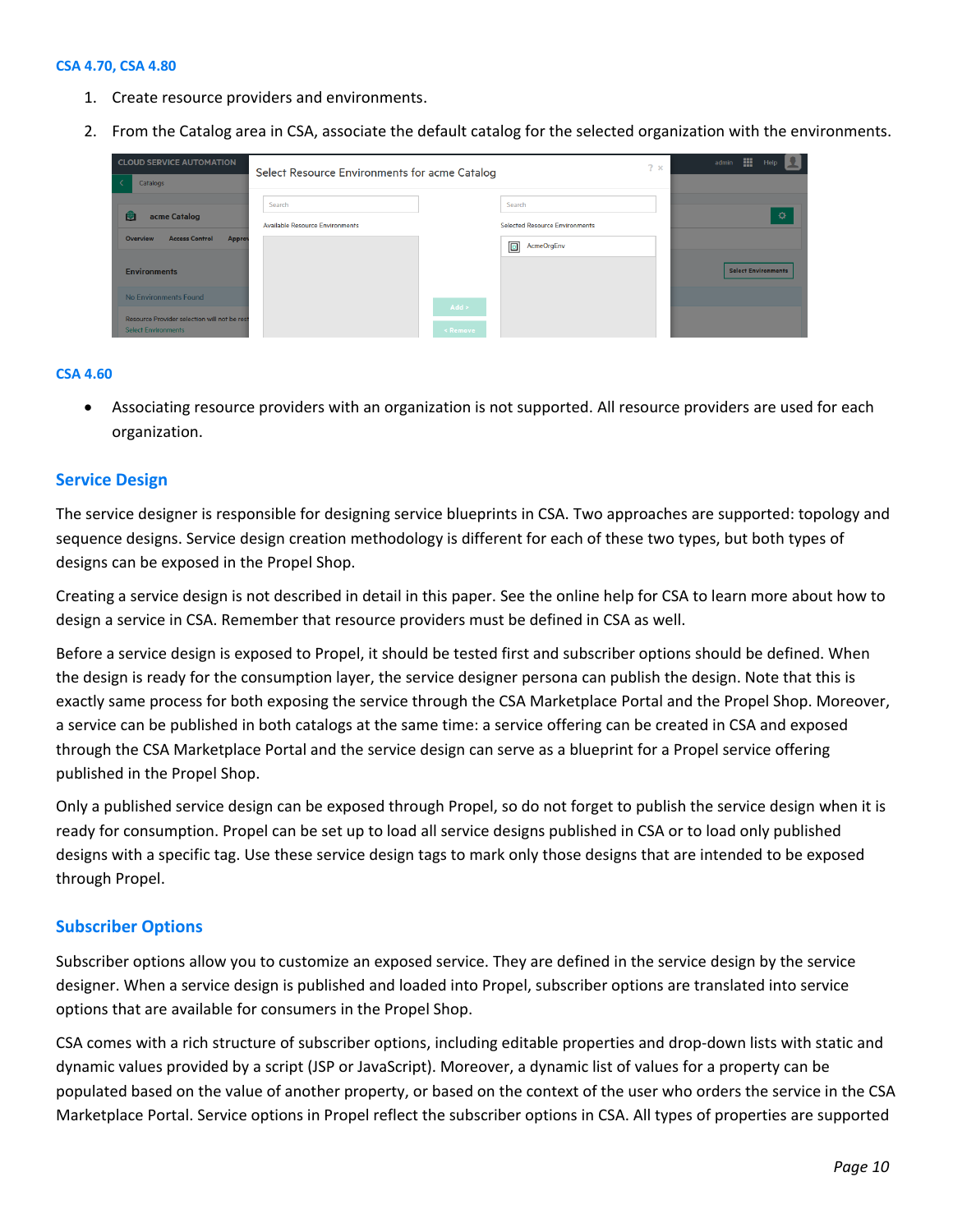#### CSA 4.70, CSA 4.80

1. Create resource providers and environments.
2. From the Catalog area in CSA, associate the default catalog for the selected organization with the environments.

#### CSA 4.60

- Associating resource providers with an organization is not supported. All resource providers are used for each organization.

### Service Design

The service designer is responsible for designing service blueprints in CSA. Two approaches are supported: topology and sequence designs. Service design creation methodology is different for each of these two types, but both types of designs can be exposed in the Propel Shop.

Creating a service design is not described in detail in this paper. See the online help for CSA to learn more about how to design a service in CSA. Remember that resource providers must be defined in CSA as well.

Before a service design is exposed to Propel, it should be tested first and subscriber options should be defined. When the design is ready for the consumption layer, the service designer persona can publish the design. Note that this is exactly same process for both exposing the service through the CSA Marketplace Portal and the Propel Shop. Moreover, a service can be published in both catalogs at the same time: a service offering can be created in CSA and exposed through the CSA Marketplace Portal and the service design can serve as a blueprint for a Propel service offering published in the Propel Shop.

Only a published service design can be exposed through Propel, so do not forget to publish the service design when it is ready for consumption. Propel can be set up to load all service designs published in CSA or to load only published designs with a specific tag. Use these service design tags to mark only those designs that are intended to be exposed through Propel.

### Subscriber Options

Subscriber options allow you to customize an exposed service. They are defined in the service design by the service designer. When a service design is published and loaded into Propel, subscriber options are translated into service options that are available for consumers in the Propel Shop.

CSA comes with a rich structure of subscriber options, including editable properties and drop-down lists with static and dynamic values provided by a script (JSP or JavaScript). Moreover, a dynamic list of values for a property can be populated based on the value of another property, or based on the context of the user who orders the service in the CSA Marketplace Portal. Service options in Propel reflect the subscriber options in CSA. All types of properties are supported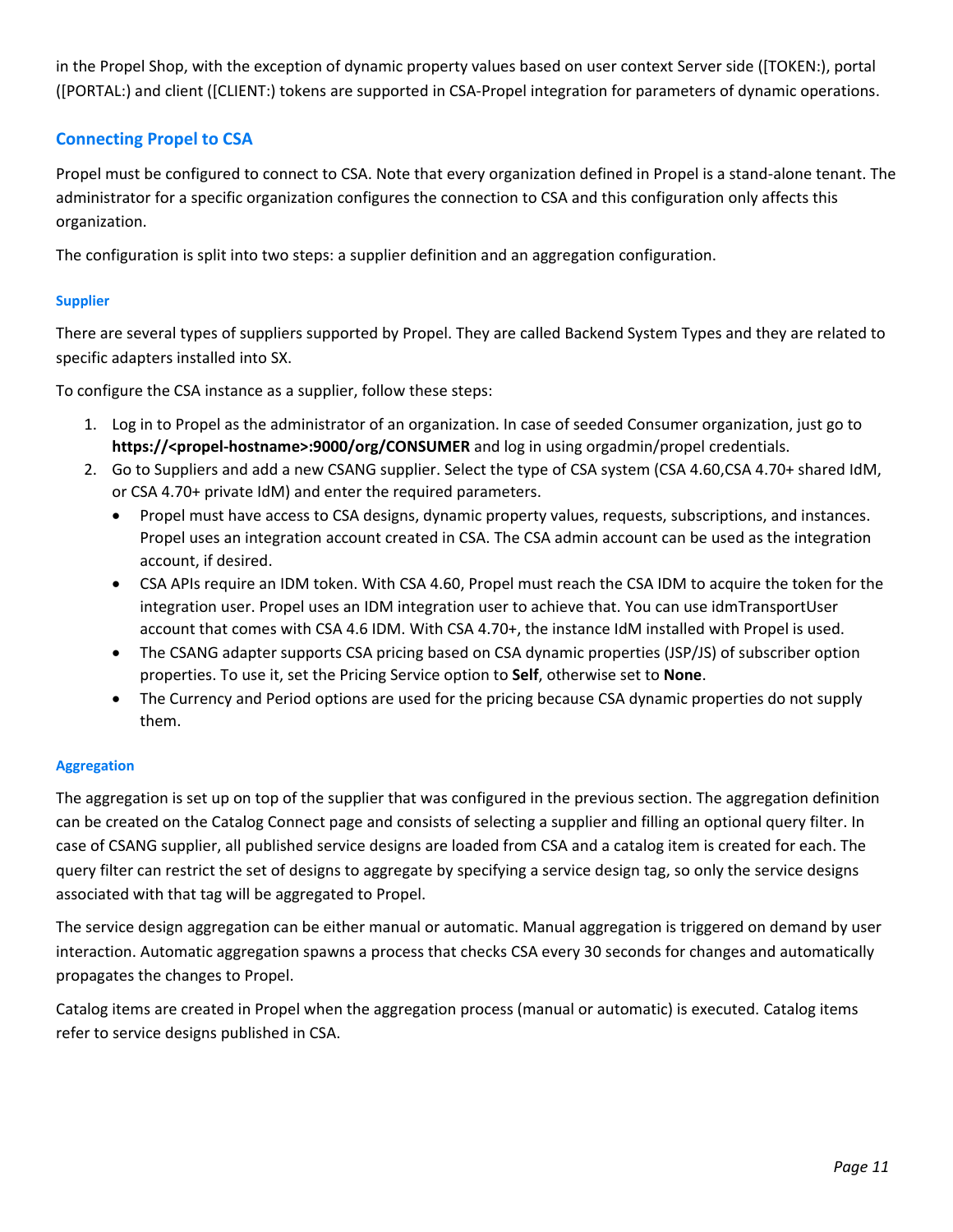in the Propel Shop, with the exception of dynamic property values based on user context Server side ([TOKEN:), portal ([PORTAL:) and client ([CLIENT:) tokens are supported in CSA-Propel integration for parameters of dynamic operations.

## Connecting Propel to CSA

Propel must be configured to connect to CSA. Note that every organization defined in Propel is a stand-alone tenant. The administrator for a specific organization configures the connection to CSA and this configuration only affects this organization.

The configuration is split into two steps: a supplier definition and an aggregation configuration.

### Supplier

There are several types of suppliers supported by Propel. They are called Backend System Types and they are related to specific adapters installed into SX.

To configure the CSA instance as a supplier, follow these steps:

1. Log in to Propel as the administrator of an organization. In case of seeded Consumer organization, just go to **https://<propel-hostname>:9000/org/CONSUMER** and log in using orgadmin/propel credentials.
2. Go to Suppliers and add a new CSANG supplier. Select the type of CSA system (CSA 4.60,CSA 4.70+ shared IdM, or CSA 4.70+ private IdM) and enter the required parameters.
   - Propel must have access to CSA designs, dynamic property values, requests, subscriptions, and instances. Propel uses an integration account created in CSA. The CSA admin account can be used as the integration account, if desired.
   - CSA APIs require an IDM token. With CSA 4.60, Propel must reach the CSA IDM to acquire the token for the integration user. Propel uses an IDM integration user to achieve that. You can use idmTransportUser account that comes with CSA 4.6 IDM. With CSA 4.70+, the instance IdM installed with Propel is used.
   - The CSANG adapter supports CSA pricing based on CSA dynamic properties (JSP/JS) of subscriber option properties. To use it, set the Pricing Service option to **Self**, otherwise set to **None**.
   - The Currency and Period options are used for the pricing because CSA dynamic properties do not supply them.

### Aggregation

The aggregation is set up on top of the supplier that was configured in the previous section. The aggregation definition can be created on the Catalog Connect page and consists of selecting a supplier and filling an optional query filter. In case of CSANG supplier, all published service designs are loaded from CSA and a catalog item is created for each. The query filter can restrict the set of designs to aggregate by specifying a service design tag, so only the service designs associated with that tag will be aggregated to Propel.

The service design aggregation can be either manual or automatic. Manual aggregation is triggered on demand by user interaction. Automatic aggregation spawns a process that checks CSA every 30 seconds for changes and automatically propagates the changes to Propel.

Catalog items are created in Propel when the aggregation process (manual or automatic) is executed. Catalog items refer to service designs published in CSA.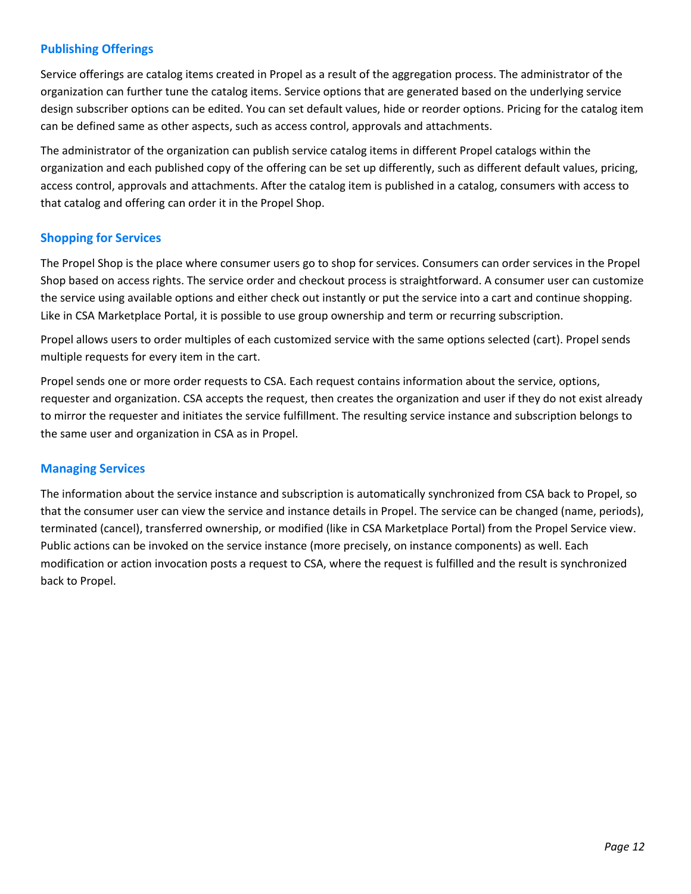### Publishing Offerings

Service offerings are catalog items created in Propel as a result of the aggregation process. The administrator of the organization can further tune the catalog items. Service options that are generated based on the underlying service design subscriber options can be edited. You can set default values, hide or reorder options. Pricing for the catalog item can be defined same as other aspects, such as access control, approvals and attachments.

The administrator of the organization can publish service catalog items in different Propel catalogs within the organization and each published copy of the offering can be set up differently, such as different default values, pricing, access control, approvals and attachments. After the catalog item is published in a catalog, consumers with access to that catalog and offering can order it in the Propel Shop.

### Shopping for Services

The Propel Shop is the place where consumer users go to shop for services. Consumers can order services in the Propel Shop based on access rights. The service order and checkout process is straightforward. A consumer user can customize the service using available options and either check out instantly or put the service into a cart and continue shopping. Like in CSA Marketplace Portal, it is possible to use group ownership and term or recurring subscription.

Propel allows users to order multiples of each customized service with the same options selected (cart). Propel sends multiple requests for every item in the cart.

Propel sends one or more order requests to CSA. Each request contains information about the service, options, requester and organization. CSA accepts the request, then creates the organization and user if they do not exist already to mirror the requester and initiates the service fulfillment. The resulting service instance and subscription belongs to the same user and organization in CSA as in Propel.

### Managing Services

The information about the service instance and subscription is automatically synchronized from CSA back to Propel, so that the consumer user can view the service and instance details in Propel. The service can be changed (name, periods), terminated (cancel), transferred ownership, or modified (like in CSA Marketplace Portal) from the Propel Service view. Public actions can be invoked on the service instance (more precisely, on instance components) as well. Each modification or action invocation posts a request to CSA, where the request is fulfilled and the result is synchronized back to Propel.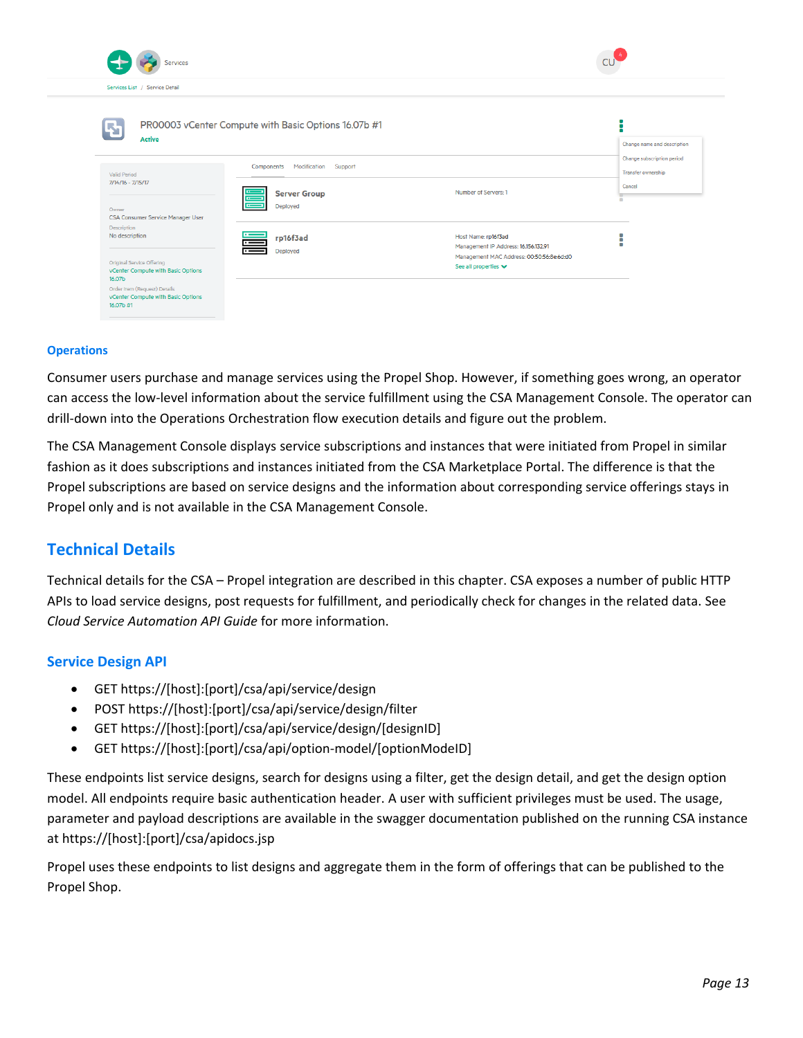### Operations

Consumer users purchase and manage services using the Propel Shop. However, if something goes wrong, an operator can access the low-level information about the service fulfillment using the CSA Management Console. The operator can drill-down into the Operations Orchestration flow execution details and figure out the problem.

The CSA Management Console displays service subscriptions and instances that were initiated from Propel in similar fashion as it does subscriptions and instances initiated from the CSA Marketplace Portal. The difference is that the Propel subscriptions are based on service designs and the information about corresponding service offerings stays in Propel only and is not available in the CSA Management Console.

## Technical Details

Technical details for the CSA – Propel integration are described in this chapter. CSA exposes a number of public HTTP APIs to load service designs, post requests for fulfillment, and periodically check for changes in the related data. See *Cloud Service Automation API Guide* for more information.

### Service Design API

- GET https://[host]:[port]/csa/api/service/design
- POST https://[host]:[port]/csa/api/service/design/filter
- GET https://[host]:[port]/csa/api/service/design/[designID]
- GET https://[host]:[port]/csa/api/option-model/[optionModelD]

These endpoints list service designs, search for designs using a filter, get the design detail, and get the design option model. All endpoints require basic authentication header. A user with sufficient privileges must be used. The usage, parameter and payload descriptions are available in the swagger documentation published on the running CSA instance at https://[host]:[port]/csa/apidocs.jsp

Propel uses these endpoints to list designs and aggregate them in the form of offerings that can be published to the Propel Shop.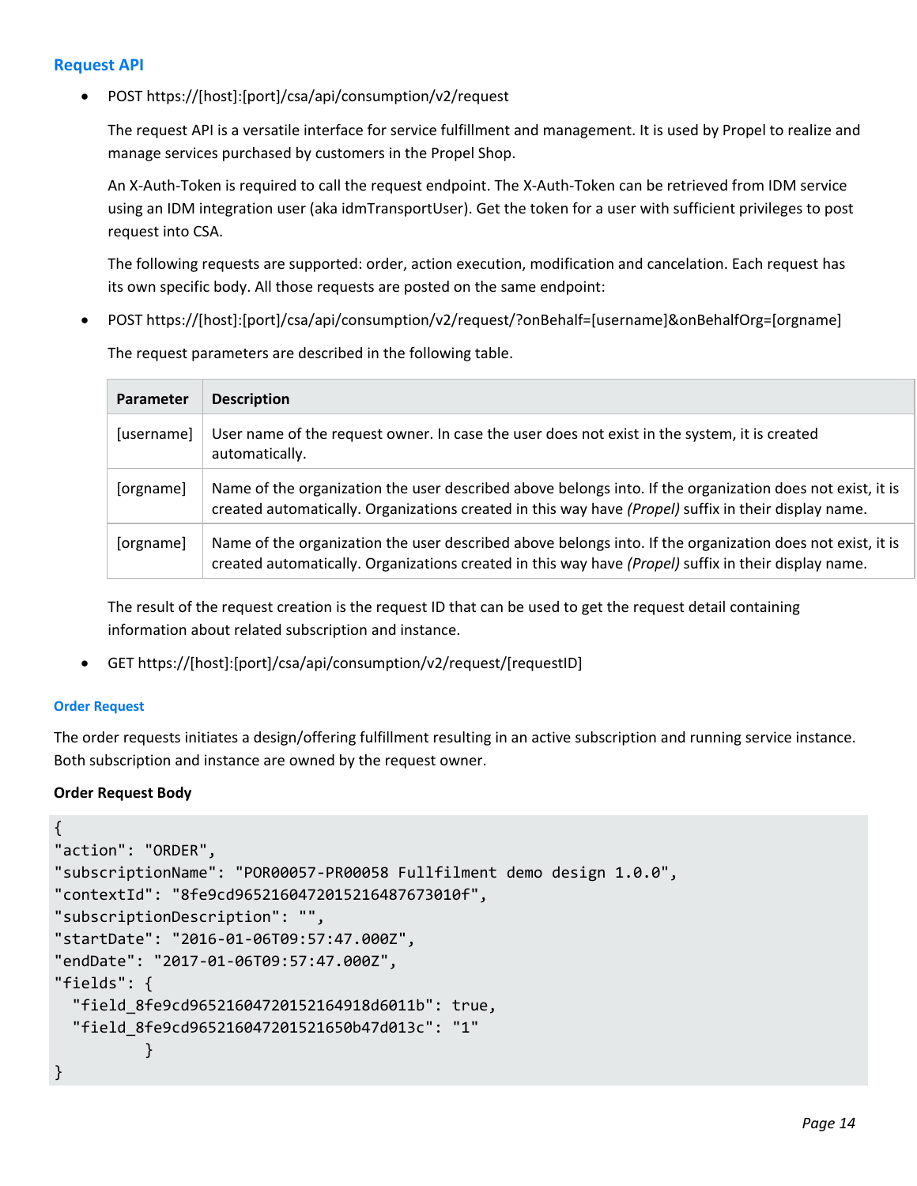## Request API

- POST https://[host]:[port]/csa/api/consumption/v2/request

  The request API is a versatile interface for service fulfillment and management. It is used by Propel to realize and manage services purchased by customers in the Propel Shop.

  An X-Auth-Token is required to call the request endpoint. The X-Auth-Token can be retrieved from IDM service using an IDM integration user (aka idmTransportUser). Get the token for a user with sufficient privileges to post request into CSA.

  The following requests are supported: order, action execution, modification and cancelation. Each request has its own specific body. All those requests are posted on the same endpoint:

- POST https://[host]:[port]/csa/api/consumption/v2/request/?onBehalf=[username]&onBehalfOrg=[orgname]

  The request parameters are described in the following table.

| Parameter | Description |
|---|---|
| [username] | User name of the request owner. In case the user does not exist in the system, it is created automatically. |
| [orgname] | Name of the organization the user described above belongs into. If the organization does not exist, it is created automatically. Organizations created in this way have *(Propel)* suffix in their display name. |
| [orgname] | Name of the organization the user described above belongs into. If the organization does not exist, it is created automatically. Organizations created in this way have *(Propel)* suffix in their display name. |

  The result of the request creation is the request ID that can be used to get the request detail containing information about related subscription and instance.

- GET https://[host]:[port]/csa/api/consumption/v2/request/[requestID]

### Order Request

The order requests initiates a design/offering fulfillment resulting in an active subscription and running service instance. Both subscription and instance are owned by the request owner.

**Order Request Body**

```
{
"action": "ORDER",
"subscriptionName": "POR00057-PR00058 Fullfilment demo design 1.0.0",
"contextId": "8fe9cd965216047201521648767301 0f",
"subscriptionDescription": "",
"startDate": "2016-01-06T09:57:47.000Z",
"endDate": "2017-01-06T09:57:47.000Z",
"fields": {
  "field_8fe9cd96521604720152164918d6011b": true,
  "field_8fe9cd965216047201521650b47d013c": "1"
        }
}
```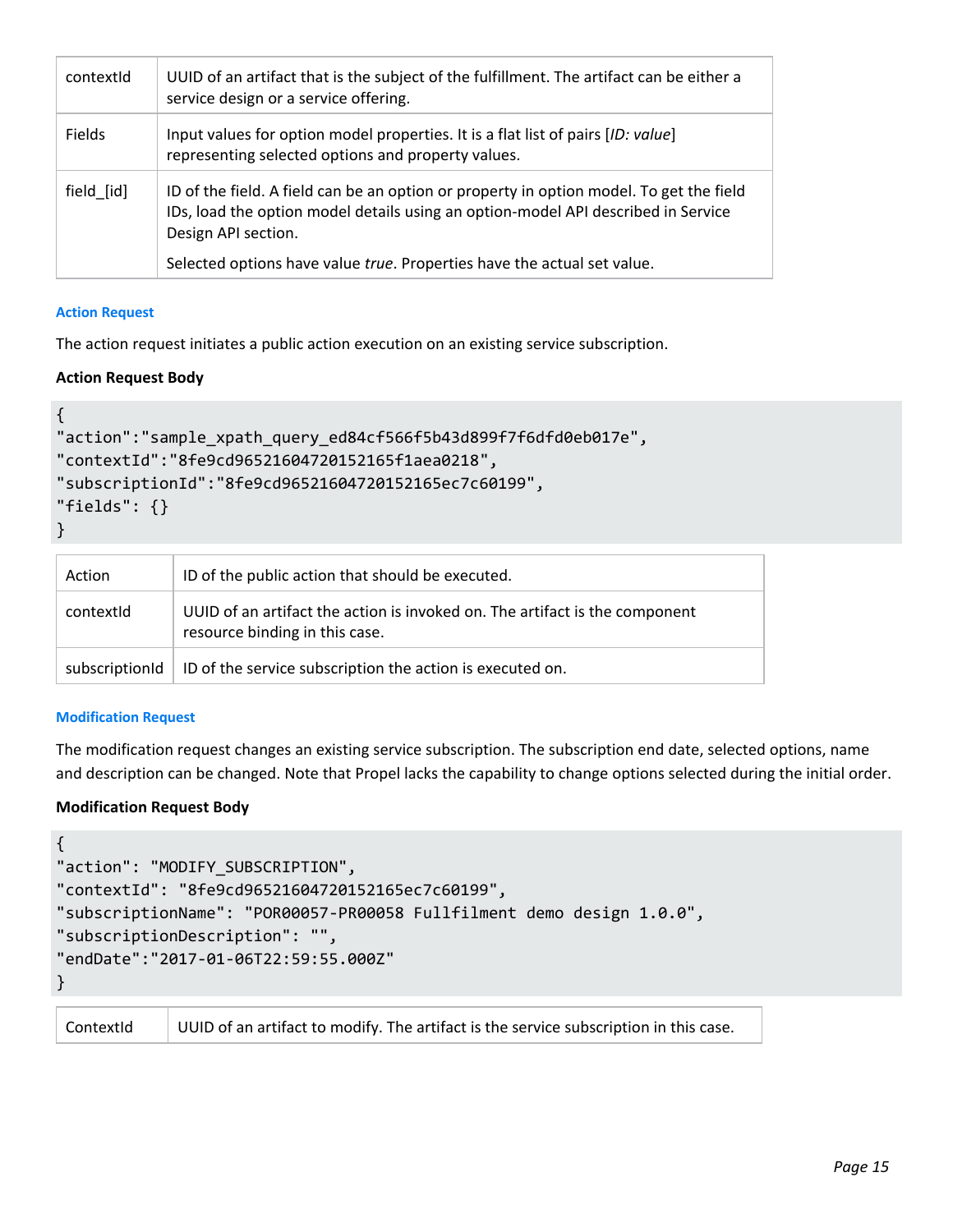| contextId | UUID of an artifact that is the subject of the fulfillment. The artifact can be either a service design or a service offering. |
|---|---|
| Fields | Input values for option model properties. It is a flat list of pairs [*ID: value*] representing selected options and property values. |
| field_[id] | ID of the field. A field can be an option or property in option model. To get the field IDs, load the option model details using an option-model API described in Service Design API section.<br><br>Selected options have value *true*. Properties have the actual set value. |

### Action Request

The action request initiates a public action execution on an existing service subscription.

**Action Request Body**

```
{
"action":"sample_xpath_query_ed84cf566f5b43d899f7f6dfd0eb017e",
"contextId":"8fe9cd96521604720152165f1aea0218",
"subscriptionId":"8fe9cd96521604720152165ec7c60199",
"fields": {}
}
```

| Action | ID of the public action that should be executed. |
|---|---|
| contextId | UUID of an artifact the action is invoked on. The artifact is the component resource binding in this case. |
| subscriptionId | ID of the service subscription the action is executed on. |

### Modification Request

The modification request changes an existing service subscription. The subscription end date, selected options, name and description can be changed. Note that Propel lacks the capability to change options selected during the initial order.

**Modification Request Body**

```
{
"action": "MODIFY_SUBSCRIPTION",
"contextId": "8fe9cd96521604720152165ec7c60199",
"subscriptionName": "POR00057-PR00058 Fullfilment demo design 1.0.0",
"subscriptionDescription": "",
"endDate":"2017-01-06T22:59:55.000Z"
}
```

| ContextId | UUID of an artifact to modify. The artifact is the service subscription in this case. |
|---|---|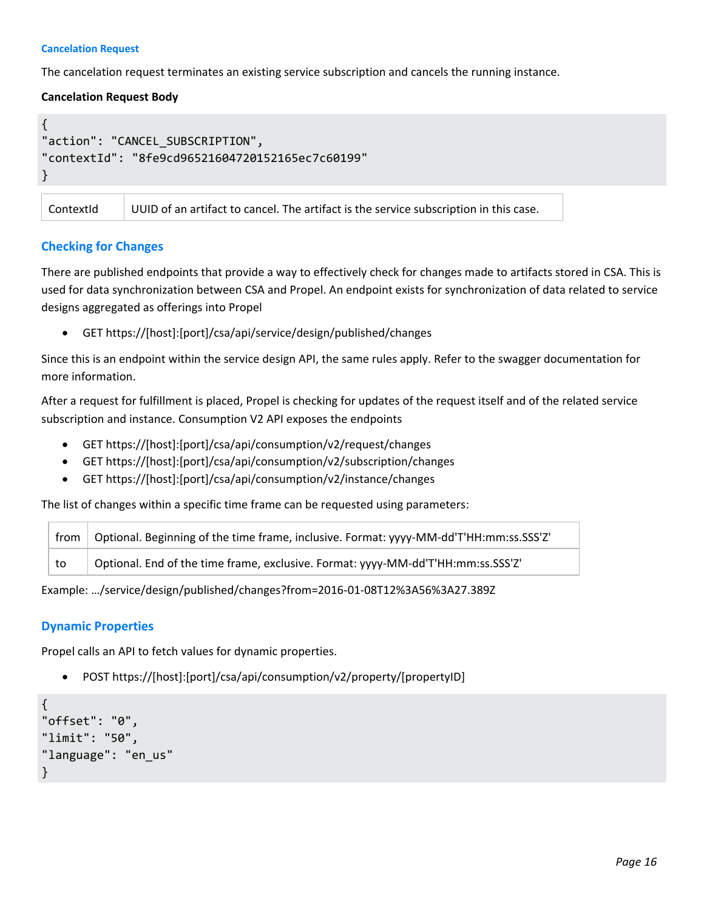#### Cancelation Request

The cancelation request terminates an existing service subscription and cancels the running instance.

**Cancelation Request Body**

```
{
"action": "CANCEL_SUBSCRIPTION",
"contextId": "8fe9cd96521604720152165ec7c60199"
}
```

| ContextId | UUID of an artifact to cancel. The artifact is the service subscription in this case. |
|---|---|

### Checking for Changes

There are published endpoints that provide a way to effectively check for changes made to artifacts stored in CSA. This is used for data synchronization between CSA and Propel. An endpoint exists for synchronization of data related to service designs aggregated as offerings into Propel

- GET https://[host]:[port]/csa/api/service/design/published/changes

Since this is an endpoint within the service design API, the same rules apply. Refer to the swagger documentation for more information.

After a request for fulfillment is placed, Propel is checking for updates of the request itself and of the related service subscription and instance. Consumption V2 API exposes the endpoints

- GET https://[host]:[port]/csa/api/consumption/v2/request/changes
- GET https://[host]:[port]/csa/api/consumption/v2/subscription/changes
- GET https://[host]:[port]/csa/api/consumption/v2/instance/changes

The list of changes within a specific time frame can be requested using parameters:

| from | Optional. Beginning of the time frame, inclusive. Format: yyyy-MM-dd'T'HH:mm:ss.SSS'Z' |
|---|---|
| to | Optional. End of the time frame, exclusive. Format: yyyy-MM-dd'T'HH:mm:ss.SSS'Z' |

Example: …/service/design/published/changes?from=2016-01-08T12%3A56%3A27.389Z

### Dynamic Properties

Propel calls an API to fetch values for dynamic properties.

- POST https://[host]:[port]/csa/api/consumption/v2/property/[propertyID]

```
{
"offset": "0",
"limit": "50",
"language": "en_us"
}
```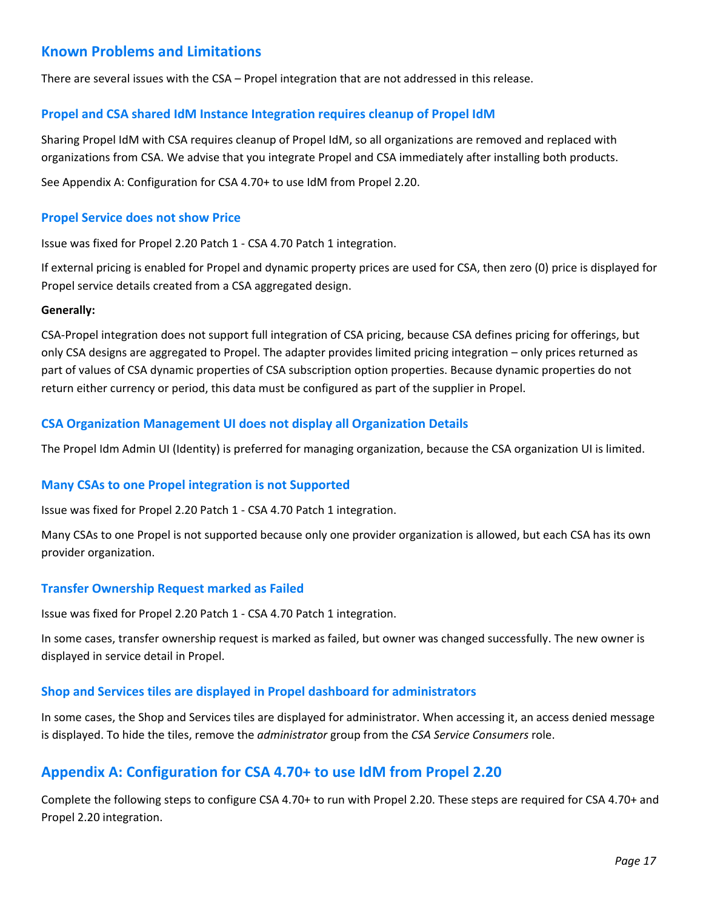## Known Problems and Limitations

There are several issues with the CSA – Propel integration that are not addressed in this release.

### Propel and CSA shared IdM Instance Integration requires cleanup of Propel IdM

Sharing Propel IdM with CSA requires cleanup of Propel IdM, so all organizations are removed and replaced with organizations from CSA. We advise that you integrate Propel and CSA immediately after installing both products.

See Appendix A: Configuration for CSA 4.70+ to use IdM from Propel 2.20.

### Propel Service does not show Price

Issue was fixed for Propel 2.20 Patch 1 - CSA 4.70 Patch 1 integration.

If external pricing is enabled for Propel and dynamic property prices are used for CSA, then zero (0) price is displayed for Propel service details created from a CSA aggregated design.

**Generally:**

CSA-Propel integration does not support full integration of CSA pricing, because CSA defines pricing for offerings, but only CSA designs are aggregated to Propel. The adapter provides limited pricing integration – only prices returned as part of values of CSA dynamic properties of CSA subscription option properties. Because dynamic properties do not return either currency or period, this data must be configured as part of the supplier in Propel.

### CSA Organization Management UI does not display all Organization Details

The Propel Idm Admin UI (Identity) is preferred for managing organization, because the CSA organization UI is limited.

### Many CSAs to one Propel integration is not Supported

Issue was fixed for Propel 2.20 Patch 1 - CSA 4.70 Patch 1 integration.

Many CSAs to one Propel is not supported because only one provider organization is allowed, but each CSA has its own provider organization.

### Transfer Ownership Request marked as Failed

Issue was fixed for Propel 2.20 Patch 1 - CSA 4.70 Patch 1 integration.

In some cases, transfer ownership request is marked as failed, but owner was changed successfully. The new owner is displayed in service detail in Propel.

### Shop and Services tiles are displayed in Propel dashboard for administrators

In some cases, the Shop and Services tiles are displayed for administrator. When accessing it, an access denied message is displayed. To hide the tiles, remove the *administrator* group from the *CSA Service Consumers* role.

## Appendix A: Configuration for CSA 4.70+ to use IdM from Propel 2.20

Complete the following steps to configure CSA 4.70+ to run with Propel 2.20. These steps are required for CSA 4.70+ and Propel 2.20 integration.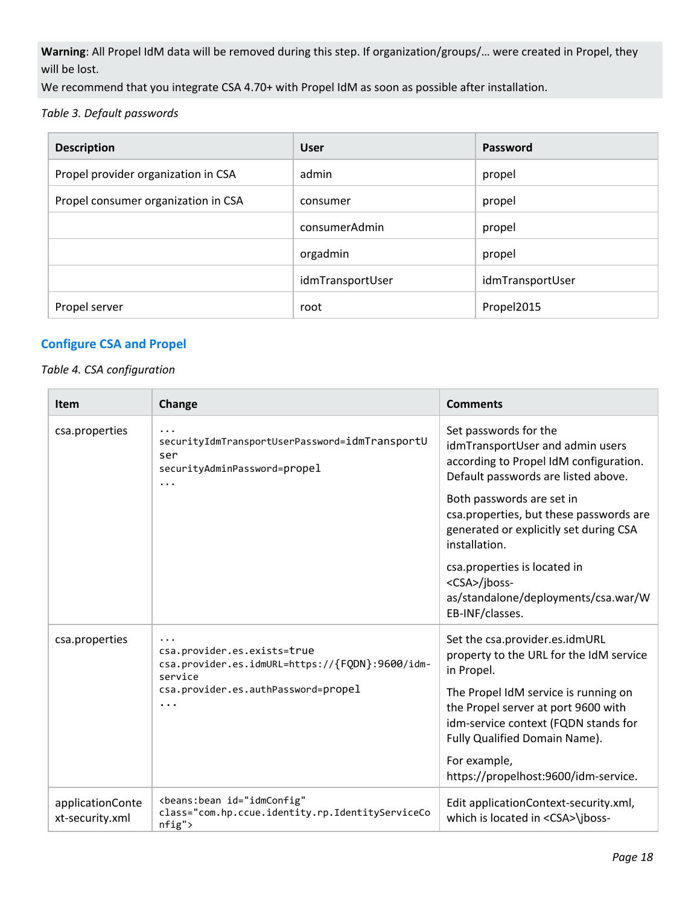**Warning**: All Propel IdM data will be removed during this step. If organization/groups/… were created in Propel, they will be lost.
We recommend that you integrate CSA 4.70+ with Propel IdM as soon as possible after installation.

*Table 3. Default passwords*

| Description | User | Password |
|---|---|---|
| Propel provider organization in CSA | admin | propel |
| Propel consumer organization in CSA | consumer | propel |
| | consumerAdmin | propel |
| | orgadmin | propel |
| | idmTransportUser | idmTransportUser |
| Propel server | root | Propel2015 |

## Configure CSA and Propel

*Table 4. CSA configuration*

| Item | Change | Comments |
|---|---|---|
| csa.properties | `...`<br>`securityIdmTransportUserPassword=idmTransportUser`<br>`securityAdminPassword=propel`<br>`...` | Set passwords for the idmTransportUser and admin users according to Propel IdM configuration. Default passwords are listed above.<br><br>Both passwords are set in csa.properties, but these passwords are generated or explicitly set during CSA installation.<br><br>csa.properties is located in <CSA>/jboss-as/standalone/deployments/csa.war/WEB-INF/classes. |
| csa.properties | `...`<br>`csa.provider.es.exists=true`<br>`csa.provider.es.idmURL=https://{FQDN}:9600/idm-service`<br>`csa.provider.es.authPassword=propel`<br>`...` | Set the csa.provider.es.idmURL property to the URL for the IdM service in Propel.<br><br>The Propel IdM service is running on the Propel server at port 9600 with idm-service context (FQDN stands for Fully Qualified Domain Name).<br><br>For example, https://propelhost:9600/idm-service. |
| applicationContext-security.xml | `<beans:bean id="idmConfig" class="com.hp.ccue.identity.rp.IdentityServiceConfig">` | Edit applicationContext-security.xml, which is located in <CSA>\jboss- |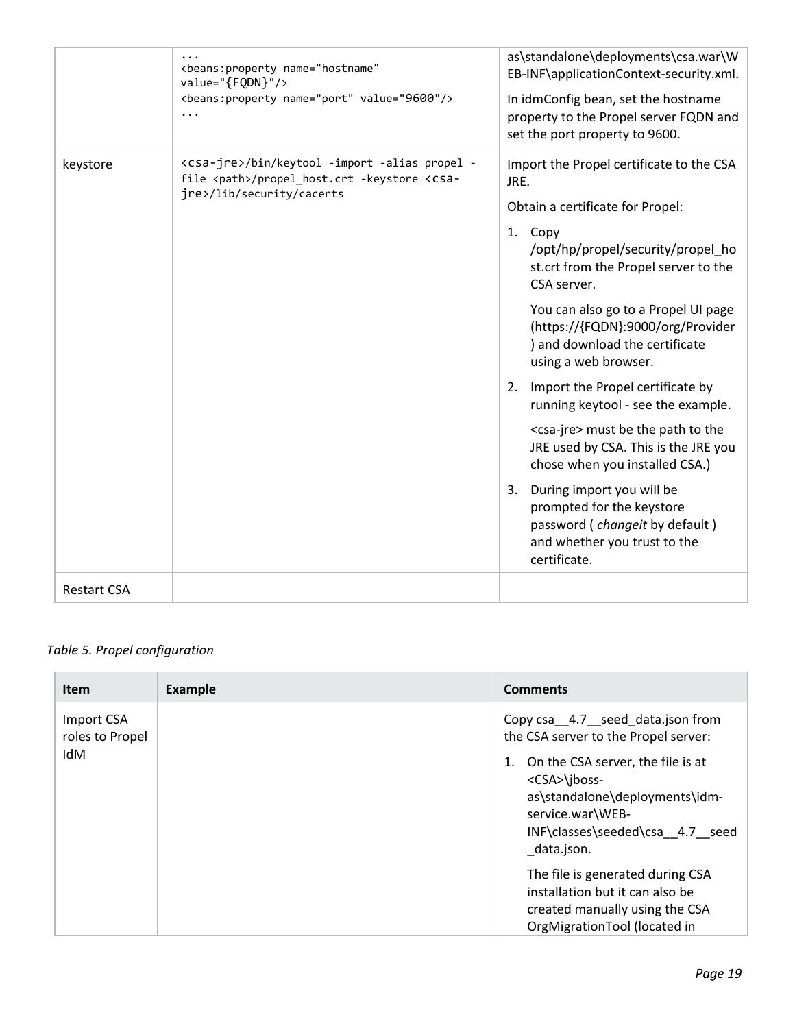| | | |
|---|---|---|
| | `...`<br>`<beans:property name="hostname" value="{FQDN}"/>`<br>`<beans:property name="port" value="9600"/>`<br>`...` | as\standalone\deployments\csa.war\WEB-INF\applicationContext-security.xml.<br><br>In idmConfig bean, set the hostname property to the Propel server FQDN and set the port property to 9600. |
| keystore | `<csa-jre>/bin/keytool -import -alias propel -file <path>/propel_host.crt -keystore <csa-jre>/lib/security/cacerts` | Import the Propel certificate to the CSA JRE.<br><br>Obtain a certificate for Propel:<br><br>1. Copy /opt/hp/propel/security/propel_host.crt from the Propel server to the CSA server.<br><br>You can also go to a Propel UI page (https://{FQDN}:9000/org/Provider) and download the certificate using a web browser.<br><br>2. Import the Propel certificate by running keytool - see the example.<br><br><csa-jre> must be the path to the JRE used by CSA. This is the JRE you chose when you installed CSA.)<br><br>3. During import you will be prompted for the keystore password ( *changeit* by default ) and whether you trust to the certificate. |
| Restart CSA | | |

*Table 5. Propel configuration*

| Item | Example | Comments |
|---|---|---|
| Import CSA roles to Propel IdM | | Copy csa__4.7__seed_data.json from the CSA server to the Propel server:<br><br>1. On the CSA server, the file is at <CSA>\jboss-as\standalone\deployments\idm-service.war\WEB-INF\classes\seeded\csa__4.7__seed_data.json.<br><br>The file is generated during CSA installation but it can also be created manually using the CSA OrgMigrationTool (located in |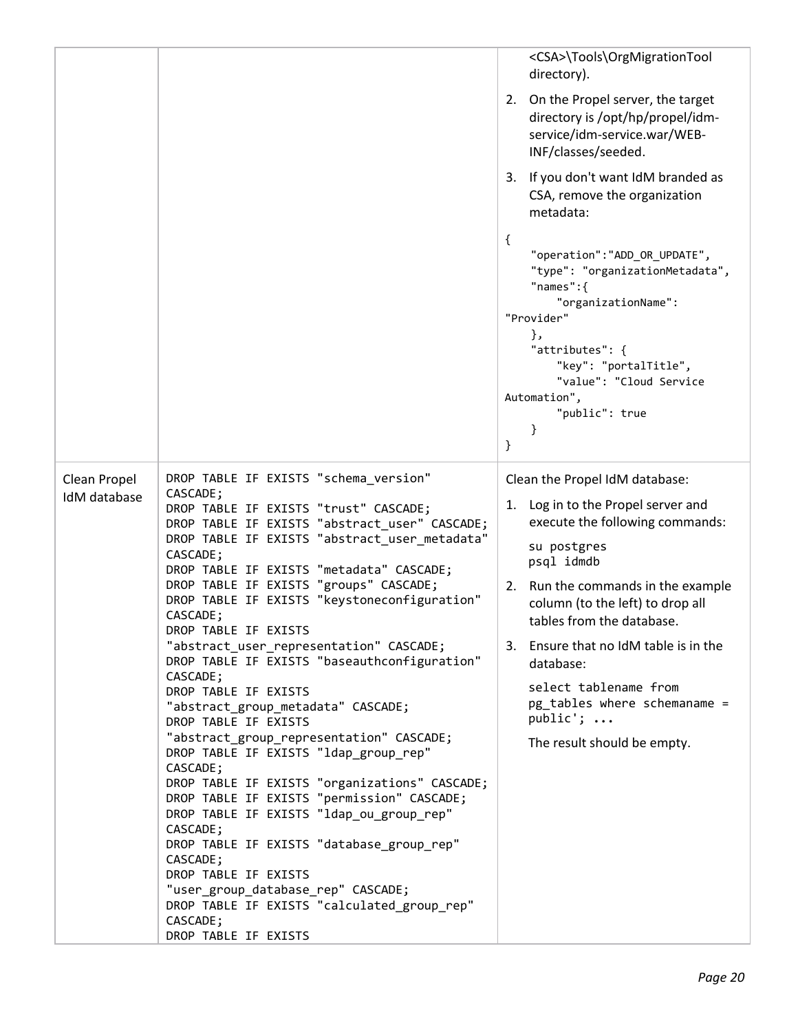| | | |
|---|---|---|
| | | <CSA>\Tools\OrgMigrationTool directory).<br><br>2. On the Propel server, the target directory is /opt/hp/propel/idm-service/idm-service.war/WEB-INF/classes/seeded.<br><br>3. If you don't want IdM branded as CSA, remove the organization metadata:<br><br>`{`<br>`    "operation":"ADD_OR_UPDATE",`<br>`    "type": "organizationMetadata",`<br>`    "names":{`<br>`        "organizationName": "Provider"`<br>`    },`<br>`    "attributes": {`<br>`        "key": "portalTitle",`<br>`        "value": "Cloud Service Automation",`<br>`        "public": true`<br>`    }`<br>`}` |
| Clean Propel IdM database | `DROP TABLE IF EXISTS "schema_version" CASCADE;`<br>`DROP TABLE IF EXISTS "trust" CASCADE;`<br>`DROP TABLE IF EXISTS "abstract_user" CASCADE;`<br>`DROP TABLE IF EXISTS "abstract_user_metadata" CASCADE;`<br>`DROP TABLE IF EXISTS "metadata" CASCADE;`<br>`DROP TABLE IF EXISTS "groups" CASCADE;`<br>`DROP TABLE IF EXISTS "keystoneconfiguration" CASCADE;`<br>`DROP TABLE IF EXISTS "abstract_user_representation" CASCADE;`<br>`DROP TABLE IF EXISTS "baseauthconfiguration" CASCADE;`<br>`DROP TABLE IF EXISTS "abstract_group_metadata" CASCADE;`<br>`DROP TABLE IF EXISTS "abstract_group_representation" CASCADE;`<br>`DROP TABLE IF EXISTS "ldap_group_rep" CASCADE;`<br>`DROP TABLE IF EXISTS "organizations" CASCADE;`<br>`DROP TABLE IF EXISTS "permission" CASCADE;`<br>`DROP TABLE IF EXISTS "ldap_ou_group_rep" CASCADE;`<br>`DROP TABLE IF EXISTS "database_group_rep" CASCADE;`<br>`DROP TABLE IF EXISTS "user_group_database_rep" CASCADE;`<br>`DROP TABLE IF EXISTS "calculated_group_rep" CASCADE;`<br>`DROP TABLE IF EXISTS` | Clean the Propel IdM database:<br><br>1. Log in to the Propel server and execute the following commands:<br><br>`su postgres`<br>`psql idmdb`<br><br>2. Run the commands in the example column (to the left) to drop all tables from the database.<br><br>3. Ensure that no IdM table is in the database:<br><br>`select tablename from pg_tables where schemaname = public'; ...`<br><br>The result should be empty. |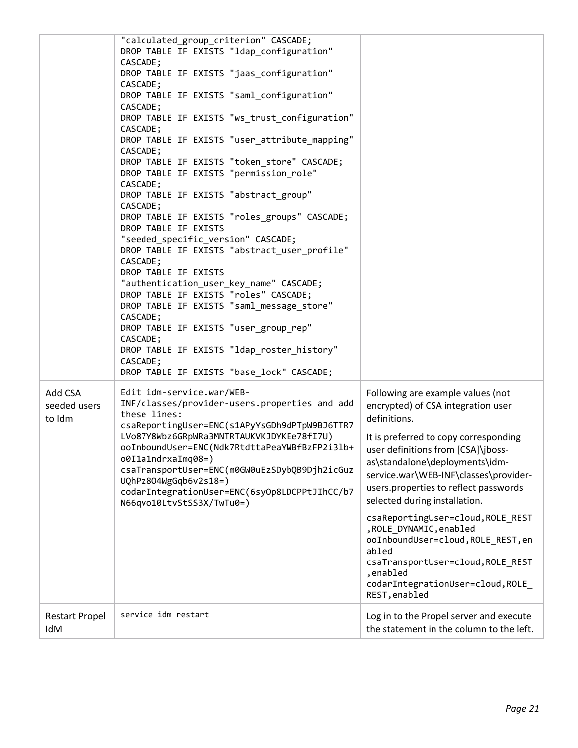| | | |
|---|---|---|
| | "calculated_group_criterion" CASCADE;<br>DROP TABLE IF EXISTS "ldap_configuration" CASCADE;<br>DROP TABLE IF EXISTS "jaas_configuration" CASCADE;<br>DROP TABLE IF EXISTS "saml_configuration" CASCADE;<br>DROP TABLE IF EXISTS "ws_trust_configuration" CASCADE;<br>DROP TABLE IF EXISTS "user_attribute_mapping" CASCADE;<br>DROP TABLE IF EXISTS "token_store" CASCADE;<br>DROP TABLE IF EXISTS "permission_role" CASCADE;<br>DROP TABLE IF EXISTS "abstract_group" CASCADE;<br>DROP TABLE IF EXISTS "roles_groups" CASCADE;<br>DROP TABLE IF EXISTS "seeded_specific_version" CASCADE;<br>DROP TABLE IF EXISTS "abstract_user_profile" CASCADE;<br>DROP TABLE IF EXISTS "authentication_user_key_name" CASCADE;<br>DROP TABLE IF EXISTS "roles" CASCADE;<br>DROP TABLE IF EXISTS "saml_message_store" CASCADE;<br>DROP TABLE IF EXISTS "user_group_rep" CASCADE;<br>DROP TABLE IF EXISTS "ldap_roster_history" CASCADE;<br>DROP TABLE IF EXISTS "base_lock" CASCADE; | |
| Add CSA seeded users to Idm | Edit idm-service.war/WEB-INF/classes/provider-users.properties and add these lines:<br>csaReportingUser=ENC(s1APyYsGDh9dPTpW9BJ6TTR7LVo87Y8Wbz6GRpWRa3MNTRTAUKVKJDYKEe78fI7U)<br>ooInboundUser=ENC(Ndk7RtdttaPeaYWBfBzFP2i3lb+o0I1a1ndrxaImq08=)<br>csaTransportUser=ENC(m0GW0uEzSDybQB9Djh2icGuzUQhPz8O4WgGqb6v2s18=)<br>codarIntegrationUser=ENC(6syOp8LDCPPtJIhCC/b7N66qvo10LtvStSS3X/TwTu0=) | Following are example values (not encrypted) of CSA integration user definitions.<br><br>It is preferred to copy corresponding user definitions from [CSA]\jboss-as\standalone\deployments\idm-service.war\WEB-INF\classes\provider-users.properties to reflect passwords selected during installation.<br><br>csaReportingUser=cloud,ROLE_REST,ROLE_DYNAMIC,enabled<br>ooInboundUser=cloud,ROLE_REST,enabled<br>csaTransportUser=cloud,ROLE_REST,enabled<br>codarIntegrationUser=cloud,ROLE_REST,enabled |
| Restart Propel IdM | service idm restart | Log in to the Propel server and execute the statement in the column to the left. |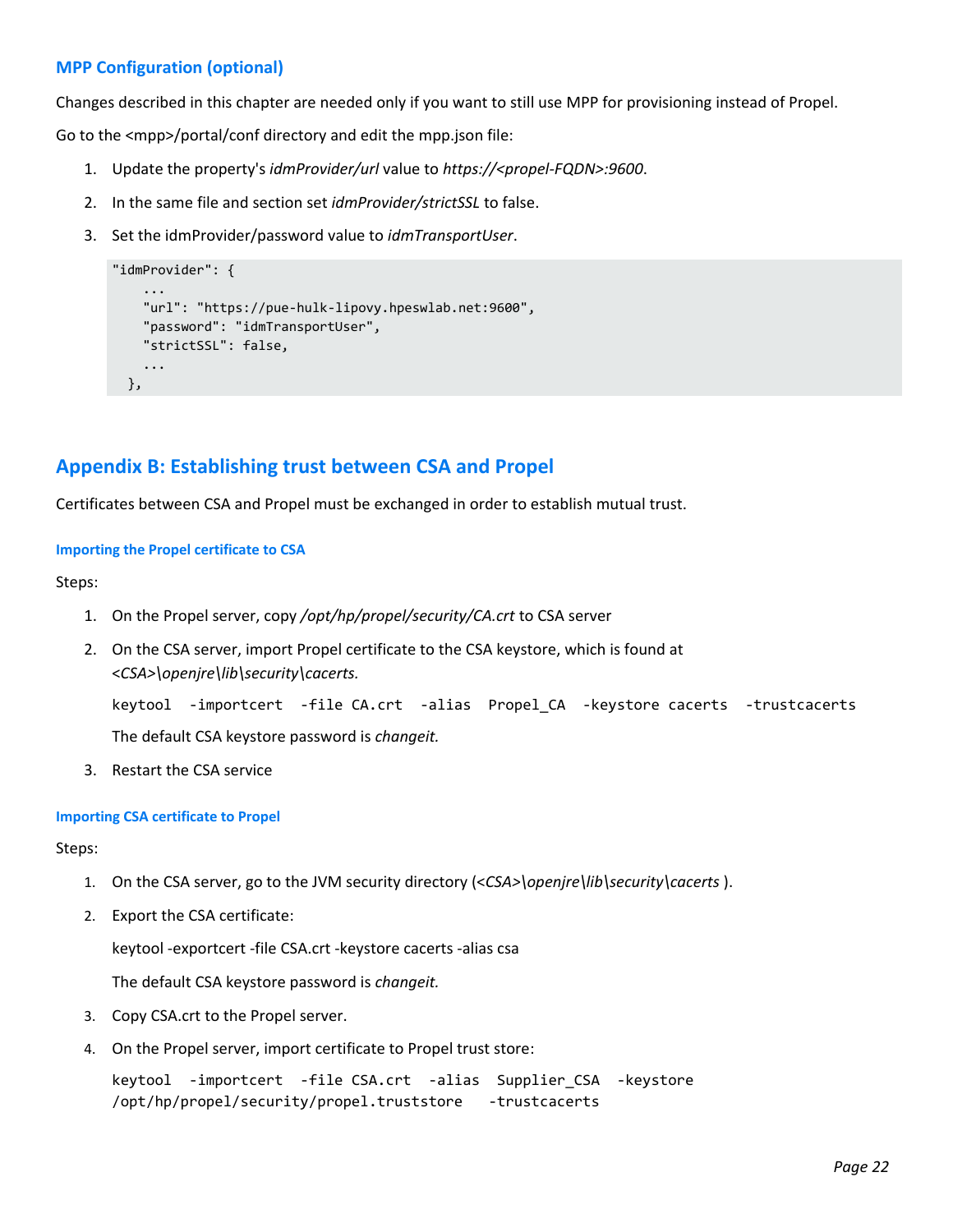### MPP Configuration (optional)

Changes described in this chapter are needed only if you want to still use MPP for provisioning instead of Propel.

Go to the <mpp>/portal/conf directory and edit the mpp.json file:

1. Update the property's *idmProvider/url* value to *https://<propel-FQDN>:9600*.
2. In the same file and section set *idmProvider/strictSSL* to false.
3. Set the idmProvider/password value to *idmTransportUser*.

```
"idmProvider": {
    ...
    "url": "https://pue-hulk-lipovy.hpeswlab.net:9600",
    "password": "idmTransportUser",
    "strictSSL": false,
    ...
  },
```

## Appendix B: Establishing trust between CSA and Propel

Certificates between CSA and Propel must be exchanged in order to establish mutual trust.

#### Importing the Propel certificate to CSA

Steps:

1. On the Propel server, copy */opt/hp/propel/security/CA.crt* to CSA server
2. On the CSA server, import Propel certificate to the CSA keystore, which is found at *<CSA>\openjre\lib\security\cacerts.*

   ```
   keytool  -importcert  -file CA.crt  -alias  Propel_CA  -keystore cacerts  -trustcacerts
   ```

   The default CSA keystore password is *changeit.*
3. Restart the CSA service

#### Importing CSA certificate to Propel

Steps:

1. On the CSA server, go to the JVM security directory (*<CSA>\openjre\lib\security\cacerts* ).
2. Export the CSA certificate:

   keytool -exportcert -file CSA.crt -keystore cacerts -alias csa

   The default CSA keystore password is *changeit.*
3. Copy CSA.crt to the Propel server.
4. On the Propel server, import certificate to Propel trust store:

   ```
   keytool  -importcert  -file CSA.crt  -alias  Supplier_CSA  -keystore
   /opt/hp/propel/security/propel.truststore   -trustcacerts
   ```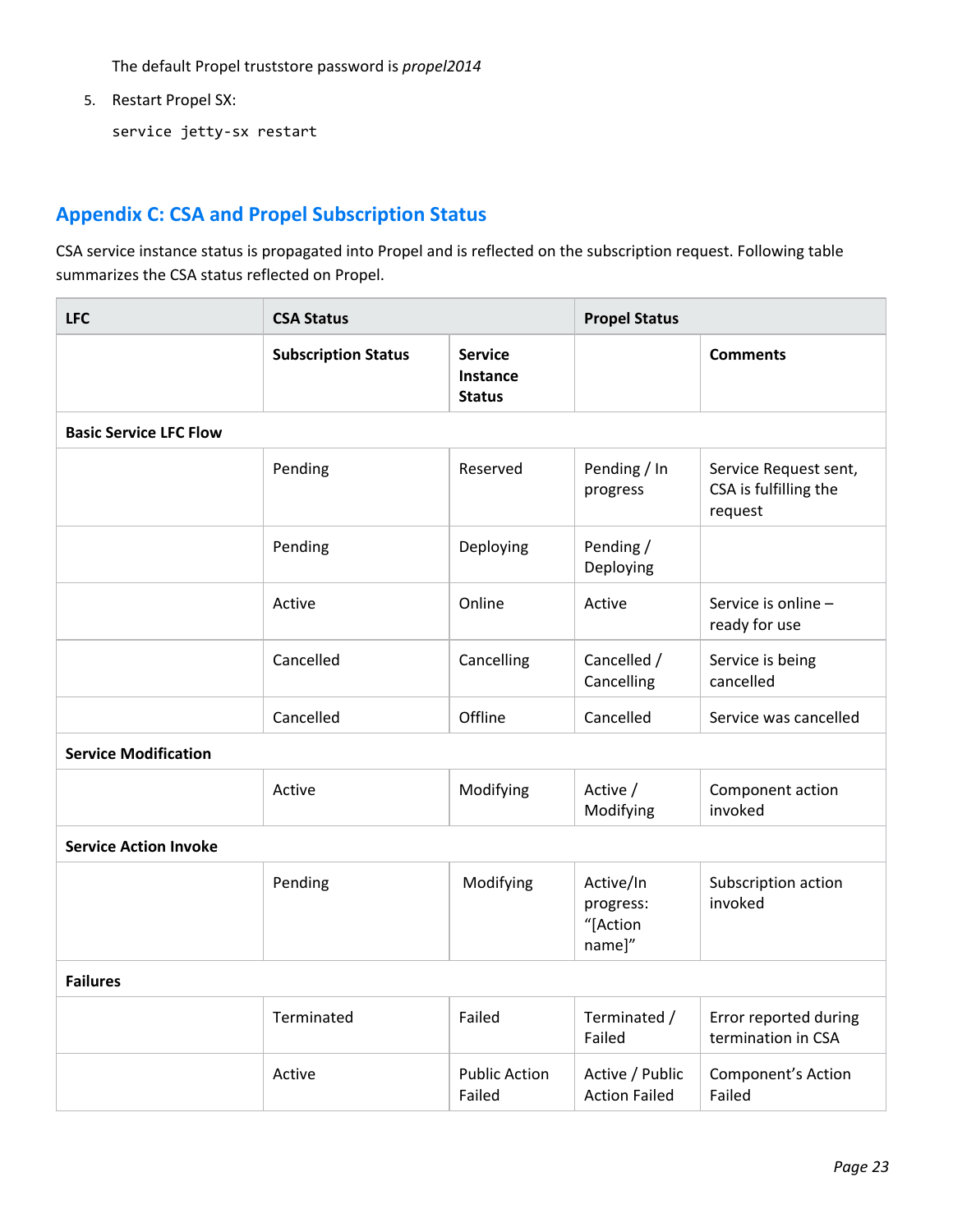The default Propel truststore password is *propel2014*

5. Restart Propel SX:

```
service jetty-sx restart
```

## Appendix C: CSA and Propel Subscription Status

CSA service instance status is propagated into Propel and is reflected on the subscription request. Following table summarizes the CSA status reflected on Propel.

| LFC | CSA Status | | Propel Status | |
|---|---|---|---|---|
| | **Subscription Status** | **Service Instance Status** | | **Comments** |
| **Basic Service LFC Flow** | | | | |
| | Pending | Reserved | Pending / In progress | Service Request sent, CSA is fulfilling the request |
| | Pending | Deploying | Pending / Deploying | |
| | Active | Online | Active | Service is online – ready for use |
| | Cancelled | Cancelling | Cancelled / Cancelling | Service is being cancelled |
| | Cancelled | Offline | Cancelled | Service was cancelled |
| **Service Modification** | | | | |
| | Active | Modifying | Active / Modifying | Component action invoked |
| **Service Action Invoke** | | | | |
| | Pending | Modifying | Active/In progress: "[Action name]" | Subscription action invoked |
| **Failures** | | | | |
| | Terminated | Failed | Terminated / Failed | Error reported during termination in CSA |
| | Active | Public Action Failed | Active / Public Action Failed | Component's Action Failed |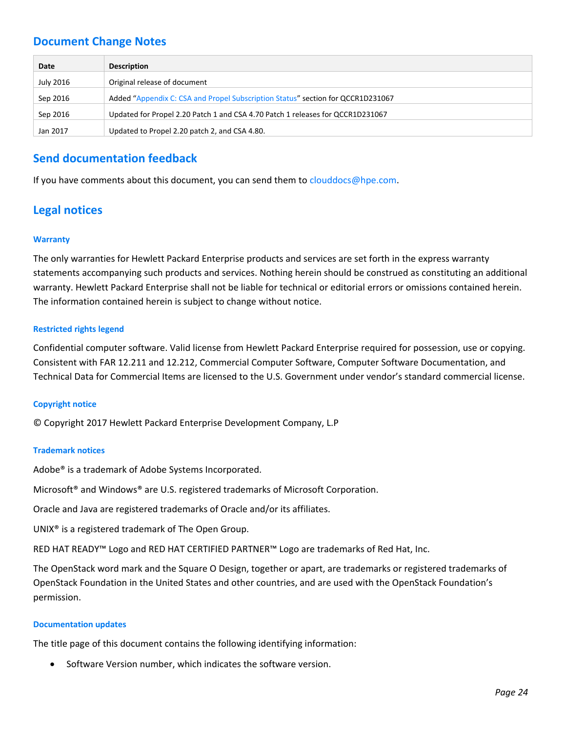## Document Change Notes

| Date | Description |
| --- | --- |
| July 2016 | Original release of document |
| Sep 2016 | Added "Appendix C: CSA and Propel Subscription Status" section for QCCR1D231067 |
| Sep 2016 | Updated for Propel 2.20 Patch 1 and CSA 4.70 Patch 1 releases for QCCR1D231067 |
| Jan 2017 | Updated to Propel 2.20 patch 2, and CSA 4.80. |

## Send documentation feedback

If you have comments about this document, you can send them to clouddocs@hpe.com.

## Legal notices

#### Warranty

The only warranties for Hewlett Packard Enterprise products and services are set forth in the express warranty statements accompanying such products and services. Nothing herein should be construed as constituting an additional warranty. Hewlett Packard Enterprise shall not be liable for technical or editorial errors or omissions contained herein. The information contained herein is subject to change without notice.

#### Restricted rights legend

Confidential computer software. Valid license from Hewlett Packard Enterprise required for possession, use or copying. Consistent with FAR 12.211 and 12.212, Commercial Computer Software, Computer Software Documentation, and Technical Data for Commercial Items are licensed to the U.S. Government under vendor's standard commercial license.

#### Copyright notice

© Copyright 2017 Hewlett Packard Enterprise Development Company, L.P

#### Trademark notices

Adobe® is a trademark of Adobe Systems Incorporated.

Microsoft® and Windows® are U.S. registered trademarks of Microsoft Corporation.

Oracle and Java are registered trademarks of Oracle and/or its affiliates.

UNIX® is a registered trademark of The Open Group.

RED HAT READY™ Logo and RED HAT CERTIFIED PARTNER™ Logo are trademarks of Red Hat, Inc.

The OpenStack word mark and the Square O Design, together or apart, are trademarks or registered trademarks of OpenStack Foundation in the United States and other countries, and are used with the OpenStack Foundation's permission.

#### Documentation updates

The title page of this document contains the following identifying information:

- Software Version number, which indicates the software version.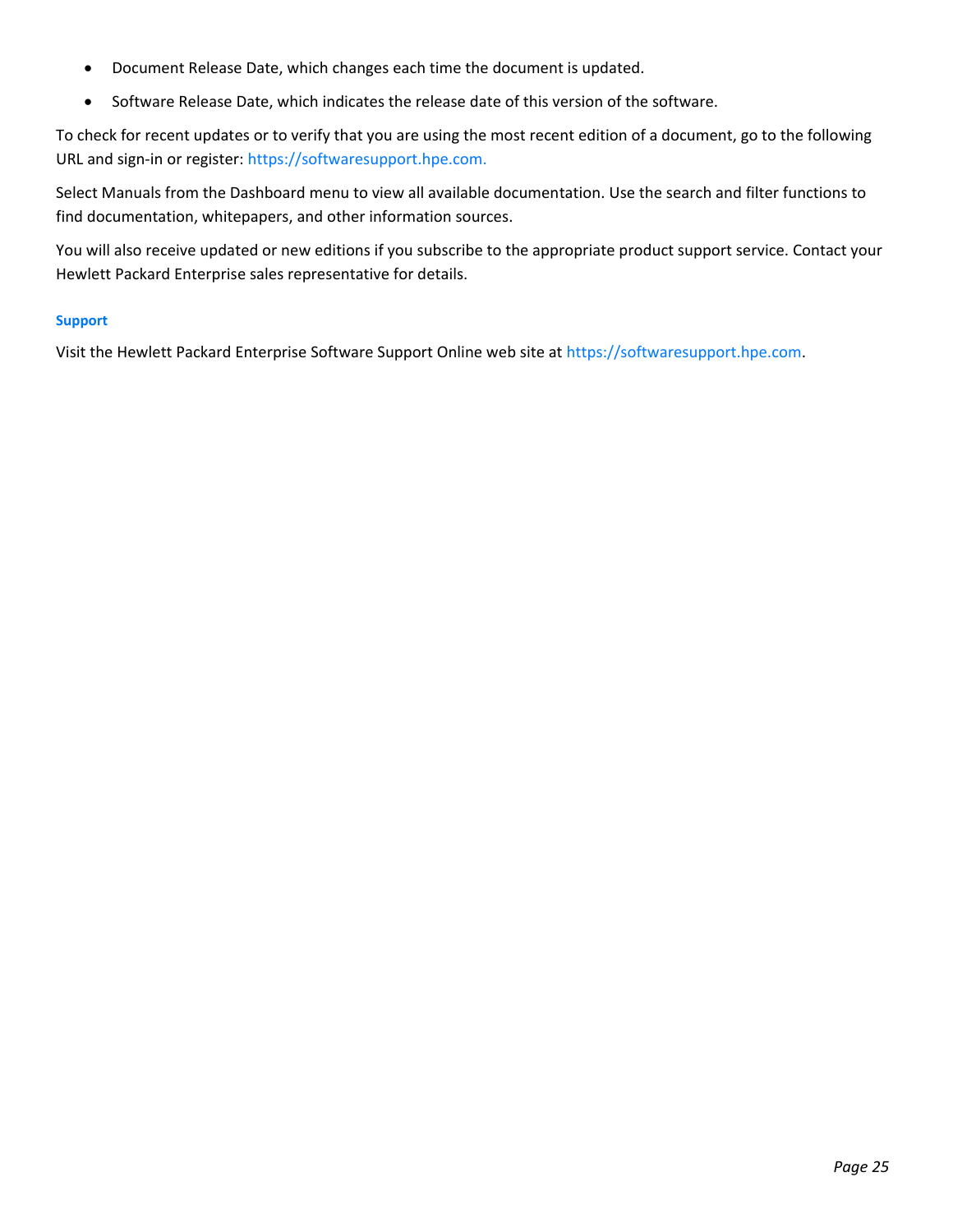- Document Release Date, which changes each time the document is updated.
- Software Release Date, which indicates the release date of this version of the software.

To check for recent updates or to verify that you are using the most recent edition of a document, go to the following URL and sign-in or register: https://softwaresupport.hpe.com.

Select Manuals from the Dashboard menu to view all available documentation. Use the search and filter functions to find documentation, whitepapers, and other information sources.

You will also receive updated or new editions if you subscribe to the appropriate product support service. Contact your Hewlett Packard Enterprise sales representative for details.

### Support

Visit the Hewlett Packard Enterprise Software Support Online web site at https://softwaresupport.hpe.com.